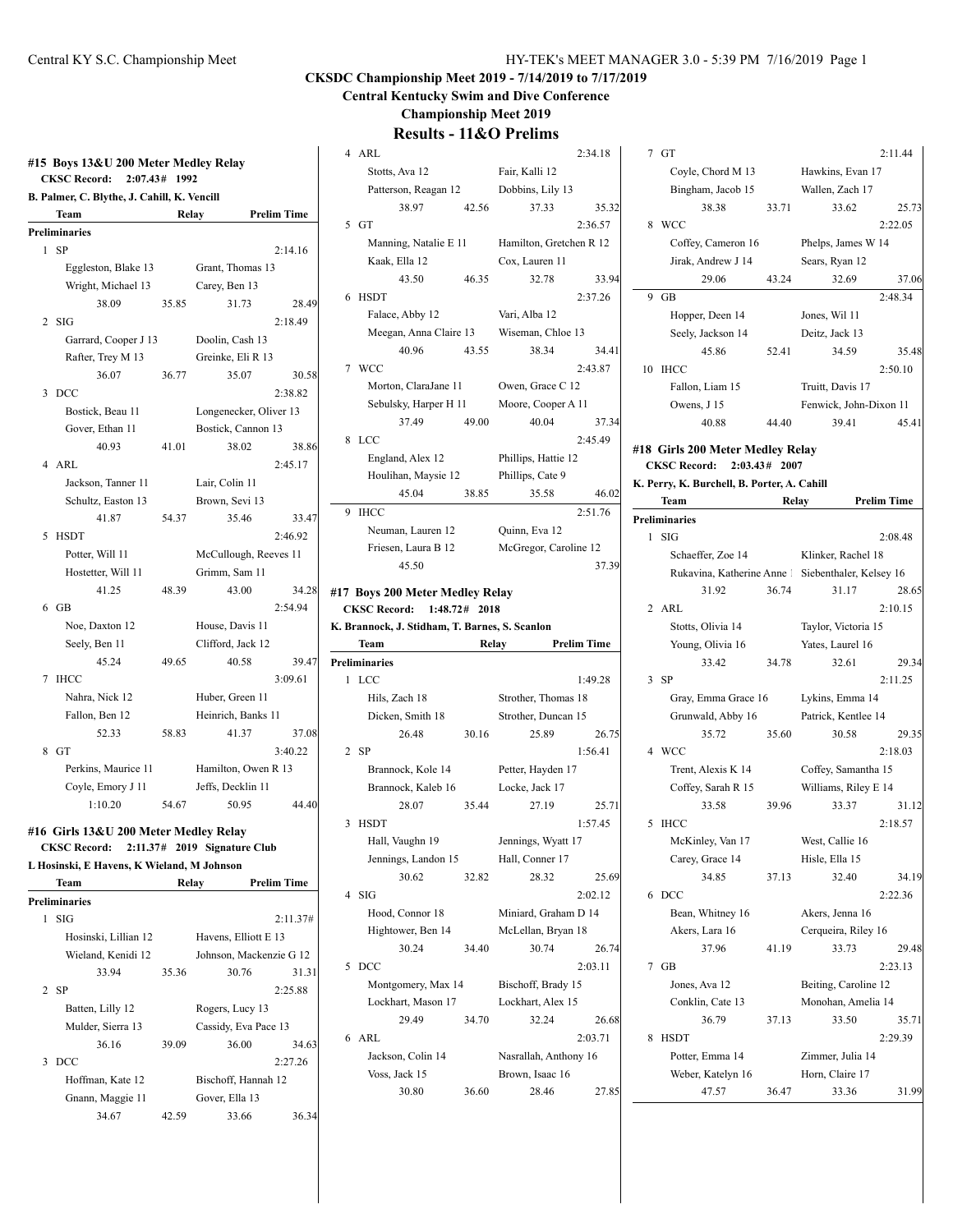## CKSDC Championship Meet 2019 - 7/14/2019 to 7/17/2019

### Central Kentucky Swim and Dive Conference

### Championship Meet 2019

## Results - 11&O Prelims

### #15 Boys 13&U 200 Meter Medley Relay

**CKSC Record: 2:07.43# 1992**

**B. Palmer, C. Blythe, J. Cahill, K. Vencill**

| | Team | Relay | Prelim Time |
|---|---|---|---|
| **Preliminaries** | | | |
| 1 | SP | | 2:14.16 |
| | Eggleston, Blake 13 | Grant, Thomas 13 | |
| | Wright, Michael 13 | Carey, Ben 13 | |
| | 38.09 35.85 | 31.73 28.49 | |
| 2 | SIG | | 2:18.49 |
| | Garrard, Cooper J 13 | Doolin, Cash 13 | |
| | Rafter, Trey M 13 | Greinke, Eli R 13 | |
| | 36.07 36.77 | 35.07 30.58 | |
| 3 | DCC | | 2:38.82 |
| | Bostick, Beau 11 | Longenecker, Oliver 13 | |
| | Gover, Ethan 11 | Bostick, Cannon 13 | |
| | 40.93 41.01 | 38.02 38.86 | |
| 4 | ARL | | 2:45.17 |
| | Jackson, Tanner 11 | Lair, Colin 11 | |
| | Schultz, Easton 13 | Brown, Sevi 13 | |
| | 41.87 54.37 | 35.46 33.47 | |
| 5 | HSDT | | 2:46.92 |
| | Potter, Will 11 | McCullough, Reeves 11 | |
| | Hostetter, Will 11 | Grimm, Sam 11 | |
| | 41.25 48.39 | 43.00 34.28 | |
| 6 | GB | | 2:54.94 |
| | Noe, Daxton 12 | House, Davis 11 | |
| | Seely, Ben 11 | Clifford, Jack 12 | |
| | 45.24 49.65 | 40.58 39.47 | |
| 7 | IHCC | | 3:09.61 |
| | Nahra, Nick 12 | Huber, Green 11 | |
| | Fallon, Ben 12 | Heinrich, Banks 11 | |
| | 52.33 58.83 | 41.37 37.08 | |
| 8 | GT | | 3:40.22 |
| | Perkins, Maurice 11 | Hamilton, Owen R 13 | |
| | Coyle, Emory J 11 | Jeffs, Decklin 11 | |
| | 1:10.20 54.67 | 50.95 44.40 | |

### #16 Girls 13&U 200 Meter Medley Relay

**CKSC Record: 2:11.37# 2019 Signature Club**

**L Hosinski, E Havens, K Wieland, M Johnson**

| | Team | Relay | Prelim Time |
|---|---|---|---|
| **Preliminaries** | | | |
| 1 | SIG | | 2:11.37# |
| | Hosinski, Lillian 12 | Havens, Elliott E 13 | |
| | Wieland, Kenidi 12 | Johnson, Mackenzie G 12 | |
| | 33.94 35.36 | 30.76 31.31 | |
| 2 | SP | | 2:25.88 |
| | Batten, Lilly 12 | Rogers, Lucy 13 | |
| | Mulder, Sierra 13 | Cassidy, Eva Pace 13 | |
| | 36.16 39.09 | 36.00 34.63 | |
| 3 | DCC | | 2:27.26 |
| | Hoffman, Kate 12 | Bischoff, Hannah 12 | |
| | Gnann, Maggie 11 | Gover, Ella 13 | |
| | 34.67 42.59 | 33.66 36.34 | |
| 4 | ARL | | 2:34.18 |
| | Stotts, Ava 12 | Fair, Kalli 12 | |
| | Patterson, Reagan 12 | Dobbins, Lily 13 | |
| | 38.97 42.56 | 37.33 35.32 | |
| 5 | GT | | 2:36.57 |
| | Manning, Natalie E 11 | Hamilton, Gretchen R 12 | |
| | Kaak, Ella 12 | Cox, Lauren 11 | |
| | 43.50 46.35 | 32.78 33.94 | |
| 6 | HSDT | | 2:37.26 |
| | Falace, Abby 12 | Vari, Alba 12 | |
| | Meegan, Anna Claire 13 | Wiseman, Chloe 13 | |
| | 40.96 43.55 | 38.34 34.41 | |
| 7 | WCC | | 2:43.87 |
| | Morton, ClaraJane 11 | Owen, Grace C 12 | |
| | Sebulsky, Harper H 11 | Moore, Cooper A 11 | |
| | 37.49 49.00 | 40.04 37.34 | |
| 8 | LCC | | 2:45.49 |
| | England, Alex 12 | Phillips, Hattie 12 | |
| | Houlihan, Maysie 12 | Phillips, Cate 9 | |
| | 45.04 38.85 | 35.58 46.02 | |
| 9 | IHCC | | 2:51.76 |
| | Neuman, Lauren 12 | Quinn, Eva 12 | |
| | Friesen, Laura B 12 | McGregor, Caroline 12 | |
| | 45.50 | 37.39 | |

### #17 Boys 200 Meter Medley Relay

**CKSC Record: 1:48.72# 2018**

**K. Brannock, J. Stidham, T. Barnes, S. Scanlon**

| | Team | Relay | Prelim Time |
|---|---|---|---|
| **Preliminaries** | | | |
| 1 | LCC | | 1:49.28 |
| | Hils, Zach 18 | Strother, Thomas 18 | |
| | Dicken, Smith 18 | Strother, Duncan 15 | |
| | 26.48 30.16 | 25.89 26.75 | |
| 2 | SP | | 1:56.41 |
| | Brannock, Kole 14 | Petter, Hayden 17 | |
| | Brannock, Kaleb 16 | Locke, Jack 17 | |
| | 28.07 35.44 | 27.19 25.71 | |
| 3 | HSDT | | 1:57.45 |
| | Hall, Vaughn 19 | Jennings, Wyatt 17 | |
| | Jennings, Landon 15 | Hall, Conner 17 | |
| | 30.62 32.82 | 28.32 25.69 | |
| 4 | SIG | | 2:02.12 |
| | Hood, Connor 18 | Miniard, Graham D 14 | |
| | Hightower, Ben 14 | McLellan, Bryan 18 | |
| | 30.24 34.40 | 30.74 26.74 | |
| 5 | DCC | | 2:03.11 |
| | Montgomery, Max 14 | Bischoff, Brady 15 | |
| | Lockhart, Mason 17 | Lockhart, Alex 15 | |
| | 29.49 34.70 | 32.24 26.68 | |
| 6 | ARL | | 2:03.71 |
| | Jackson, Colin 14 | Nasrallah, Anthony 16 | |
| | Voss, Jack 15 | Brown, Isaac 16 | |
| | 30.80 36.60 | 28.46 27.85 | |
| 7 | GT | | 2:11.44 |
| | Coyle, Chord M 13 | Hawkins, Evan 17 | |
| | Bingham, Jacob 15 | Wallen, Zach 17 | |
| | 38.38 33.71 | 33.62 25.73 | |
| 8 | WCC | | 2:22.05 |
| | Coffey, Cameron 16 | Phelps, James W 14 | |
| | Jirak, Andrew J 14 | Sears, Ryan 12 | |
| | 29.06 43.24 | 32.69 37.06 | |
| 9 | GB | | 2:48.34 |
| | Hopper, Deen 14 | Jones, Wil 11 | |
| | Seely, Jackson 14 | Deitz, Jack 13 | |
| | 45.86 52.41 | 34.59 35.48 | |
| 10 | IHCC | | 2:50.10 |
| | Fallon, Liam 15 | Truitt, Davis 17 | |
| | Owens, J 15 | Fenwick, John-Dixon 11 | |
| | 40.88 44.40 | 39.41 45.41 | |

### #18 Girls 200 Meter Medley Relay

**CKSC Record: 2:03.43# 2007**

**K. Perry, K. Burchell, B. Porter, A. Cahill**

| | Team | Relay | Prelim Time |
|---|---|---|---|
| **Preliminaries** | | | |
| 1 | SIG | | 2:08.48 |
| | Schaeffer, Zoe 14 | Klinker, Rachel 18 | |
| | Rukavina, Katherine Anne | Siebenthaler, Kelsey 16 | |
| | 31.92 36.74 | 31.17 28.65 | |
| 2 | ARL | | 2:10.15 |
| | Stotts, Olivia 14 | Taylor, Victoria 15 | |
| | Young, Olivia 16 | Yates, Laurel 16 | |
| | 33.42 34.78 | 32.61 29.34 | |
| 3 | SP | | 2:11.25 |
| | Gray, Emma Grace 16 | Lykins, Emma 14 | |
| | Grunwald, Abby 16 | Patrick, Kentlee 14 | |
| | 35.72 35.60 | 30.58 29.35 | |
| 4 | WCC | | 2:18.03 |
| | Trent, Alexis K 14 | Coffey, Samantha 15 | |
| | Coffey, Sarah R 15 | Williams, Riley E 14 | |
| | 33.58 39.96 | 33.37 31.12 | |
| 5 | IHCC | | 2:18.57 |
| | McKinley, Van 17 | West, Callie 16 | |
| | Carey, Grace 14 | Hisle, Ella 15 | |
| | 34.85 37.13 | 32.40 34.19 | |
| 6 | DCC | | 2:22.36 |
| | Bean, Whitney 16 | Akers, Jenna 16 | |
| | Akers, Lara 16 | Cerqueira, Riley 16 | |
| | 37.96 41.19 | 33.73 29.48 | |
| 7 | GB | | 2:23.13 |
| | Jones, Ava 12 | Beiting, Caroline 12 | |
| | Conklin, Cate 13 | Monohan, Amelia 14 | |
| | 36.79 37.13 | 33.50 35.71 | |
| 8 | HSDT | | 2:29.39 |
| | Potter, Emma 14 | Zimmer, Julia 14 | |
| | Weber, Katelyn 16 | Horn, Claire 17 | |
| | 47.57 36.47 | 33.36 31.99 | |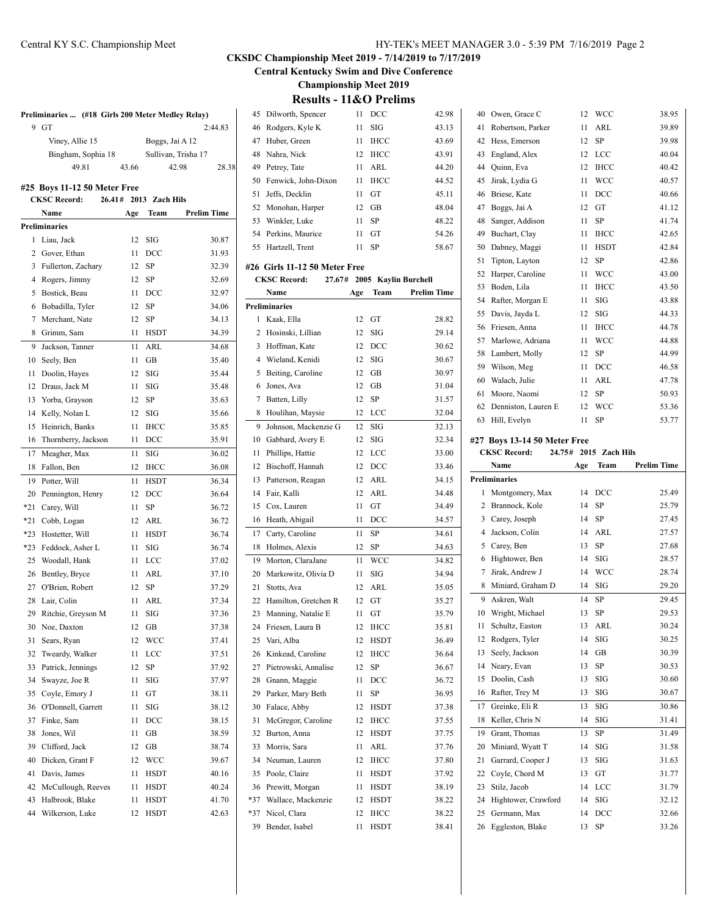# CKSDC Championship Meet 2019 - 7/14/2019 to 7/17/2019

**Central Kentucky Swim and Dive Conference**

**Championship Meet 2019**

## Results - 11&O Prelims

**Preliminaries ... (#18 Girls 200 Meter Medley Relay)**

| | | | | |
|---|---|---|---|---|
| 9 | GT | | | 2:44.83 |
| | Viney, Allie 15 | | Boggs, Jai A 12 | |
| | Bingham, Sophia 18 | | Sullivan, Trisha 17 | |
| | 49.81 | 43.66 | 42.98 | 28.38 |

### #25 Boys 11-12 50 Meter Free

CKSC Record: 26.41# 2013 Zach Hils

| | Name | Age | Team | Prelim Time |
|---|---|---|---|---|
| **Preliminaries** | | | | |
| 1 | Liau, Jack | 12 | SIG | 30.87 |
| 2 | Gover, Ethan | 11 | DCC | 31.93 |
| 3 | Fullerton, Zachary | 12 | SP | 32.39 |
| 4 | Rogers, Jimmy | 12 | SP | 32.69 |
| 5 | Bostick, Beau | 11 | DCC | 32.97 |
| 6 | Bobadilla, Tyler | 12 | SP | 34.06 |
| 7 | Merchant, Nate | 12 | SP | 34.13 |
| 8 | Grimm, Sam | 11 | HSDT | 34.39 |
| 9 | Jackson, Tanner | 11 | ARL | 34.68 |
| 10 | Seely, Ben | 11 | GB | 35.40 |
| 11 | Doolin, Hayes | 12 | SIG | 35.44 |
| 12 | Draus, Jack M | 11 | SIG | 35.48 |
| 13 | Yorba, Grayson | 12 | SP | 35.63 |
| 14 | Kelly, Nolan L | 12 | SIG | 35.66 |
| 15 | Heinrich, Banks | 11 | IHCC | 35.85 |
| 16 | Thornberry, Jackson | 11 | DCC | 35.91 |
| 17 | Meagher, Max | 11 | SIG | 36.02 |
| 18 | Fallon, Ben | 12 | IHCC | 36.08 |
| 19 | Potter, Will | 11 | HSDT | 36.34 |
| 20 | Pennington, Henry | 12 | DCC | 36.64 |
| *21 | Carey, Will | 11 | SP | 36.72 |
| *21 | Cobb, Logan | 12 | ARL | 36.72 |
| *23 | Hostetter, Will | 11 | HSDT | 36.74 |
| *23 | Feddock, Asher L | 11 | SIG | 36.74 |
| 25 | Woodall, Hank | 11 | LCC | 37.02 |
| 26 | Bentley, Bryce | 11 | ARL | 37.10 |
| 27 | O'Brien, Robert | 12 | SP | 37.29 |
| 28 | Lair, Colin | 11 | ARL | 37.34 |
| 29 | Ritchie, Greyson M | 11 | SIG | 37.36 |
| 30 | Noe, Daxton | 12 | GB | 37.38 |
| 31 | Sears, Ryan | 12 | WCC | 37.41 |
| 32 | Tweardy, Walker | 11 | LCC | 37.51 |
| 33 | Patrick, Jennings | 12 | SP | 37.92 |
| 34 | Swayze, Joe R | 11 | SIG | 37.97 |
| 35 | Coyle, Emory J | 11 | GT | 38.11 |
| 36 | O'Donnell, Garrett | 11 | SIG | 38.12 |
| 37 | Finke, Sam | 11 | DCC | 38.15 |
| 38 | Jones, Wil | 11 | GB | 38.59 |
| 39 | Clifford, Jack | 12 | GB | 38.74 |
| 40 | Dicken, Grant F | 12 | WCC | 39.67 |
| 41 | Davis, James | 11 | HSDT | 40.16 |
| 42 | McCullough, Reeves | 11 | HSDT | 40.24 |
| 43 | Halbrook, Blake | 11 | HSDT | 41.70 |
| 44 | Wilkerson, Luke | 12 | HSDT | 42.63 |
| 45 | Dilworth, Spencer | 11 | DCC | 42.98 |
| 46 | Rodgers, Kyle K | 11 | SIG | 43.13 |
| 47 | Huber, Green | 11 | IHCC | 43.69 |
| 48 | Nahra, Nick | 12 | IHCC | 43.91 |
| 49 | Petrey, Tate | 11 | ARL | 44.20 |
| 50 | Fenwick, John-Dixon | 11 | IHCC | 44.52 |
| 51 | Jeffs, Decklin | 11 | GT | 45.11 |
| 52 | Monohan, Harper | 12 | GB | 48.04 |
| 53 | Winkler, Luke | 11 | SP | 48.22 |
| 54 | Perkins, Maurice | 11 | GT | 54.26 |
| 55 | Hartzell, Trent | 11 | SP | 58.67 |

### #26 Girls 11-12 50 Meter Free

CKSC Record: 27.67# 2005 Kaylin Burchell

| | Name | Age | Team | Prelim Time |
|---|---|---|---|---|
| **Preliminaries** | | | | |
| 1 | Kaak, Ella | 12 | GT | 28.82 |
| 2 | Hosinski, Lillian | 12 | SIG | 29.14 |
| 3 | Hoffman, Kate | 12 | DCC | 30.62 |
| 4 | Wieland, Kenidi | 12 | SIG | 30.67 |
| 5 | Beiting, Caroline | 12 | GB | 30.97 |
| 6 | Jones, Ava | 12 | GB | 31.04 |
| 7 | Batten, Lilly | 12 | SP | 31.57 |
| 8 | Houlihan, Maysie | 12 | LCC | 32.04 |
| 9 | Johnson, Mackenzie G | 12 | SIG | 32.13 |
| 10 | Gabbard, Avery E | 12 | SIG | 32.34 |
| 11 | Phillips, Hattie | 12 | LCC | 33.00 |
| 12 | Bischoff, Hannah | 12 | DCC | 33.46 |
| 13 | Patterson, Reagan | 12 | ARL | 34.15 |
| 14 | Fair, Kalli | 12 | ARL | 34.48 |
| 15 | Cox, Lauren | 11 | GT | 34.49 |
| 16 | Heath, Abigail | 11 | DCC | 34.57 |
| 17 | Carty, Caroline | 11 | SP | 34.61 |
| 18 | Holmes, Alexis | 12 | SP | 34.63 |
| 19 | Morton, ClaraJane | 11 | WCC | 34.82 |
| 20 | Markowitz, Olivia D | 11 | SIG | 34.94 |
| 21 | Stotts, Ava | 12 | ARL | 35.05 |
| 22 | Hamilton, Gretchen R | 12 | GT | 35.27 |
| 23 | Manning, Natalie E | 11 | GT | 35.79 |
| 24 | Friesen, Laura B | 12 | IHCC | 35.81 |
| 25 | Vari, Alba | 12 | HSDT | 36.49 |
| 26 | Kinkead, Caroline | 12 | IHCC | 36.64 |
| 27 | Pietrowski, Annalise | 12 | SP | 36.67 |
| 28 | Gnann, Maggie | 11 | DCC | 36.72 |
| 29 | Parker, Mary Beth | 11 | SP | 36.95 |
| 30 | Falace, Abby | 12 | HSDT | 37.38 |
| 31 | McGregor, Caroline | 12 | IHCC | 37.55 |
| 32 | Burton, Anna | 12 | HSDT | 37.75 |
| 33 | Morris, Sara | 11 | ARL | 37.76 |
| 34 | Neuman, Lauren | 12 | IHCC | 37.80 |
| 35 | Poole, Claire | 11 | HSDT | 37.92 |
| 36 | Prewitt, Morgan | 11 | HSDT | 38.19 |
| *37 | Wallace, Mackenzie | 12 | HSDT | 38.22 |
| *37 | Nicol, Clara | 12 | IHCC | 38.22 |
| 39 | Bender, Isabel | 11 | HSDT | 38.41 |
| 40 | Owen, Grace C | 12 | WCC | 38.95 |
| 41 | Robertson, Parker | 11 | ARL | 39.89 |
| 42 | Hess, Emerson | 12 | SP | 39.98 |
| 43 | England, Alex | 12 | LCC | 40.04 |
| 44 | Quinn, Eva | 12 | IHCC | 40.42 |
| 45 | Jirak, Lydia G | 11 | WCC | 40.57 |
| 46 | Briese, Kate | 11 | DCC | 40.66 |
| 47 | Boggs, Jai A | 12 | GT | 41.12 |
| 48 | Sanger, Addison | 11 | SP | 41.74 |
| 49 | Buchart, Clay | 11 | IHCC | 42.65 |
| 50 | Dabney, Maggi | 11 | HSDT | 42.84 |
| 51 | Tipton, Layton | 12 | SP | 42.86 |
| 52 | Harper, Caroline | 11 | WCC | 43.00 |
| 53 | Boden, Lila | 11 | IHCC | 43.50 |
| 54 | Rafter, Morgan E | 11 | SIG | 43.88 |
| 55 | Davis, Jayda L | 12 | SIG | 44.33 |
| 56 | Friesen, Anna | 11 | IHCC | 44.78 |
| 57 | Marlowe, Adriana | 11 | WCC | 44.88 |
| 58 | Lambert, Molly | 12 | SP | 44.99 |
| 59 | Wilson, Meg | 11 | DCC | 46.58 |
| 60 | Walach, Julie | 11 | ARL | 47.78 |
| 61 | Moore, Naomi | 12 | SP | 50.93 |
| 62 | Denniston, Lauren E | 12 | WCC | 53.36 |
| 63 | Hill, Evelyn | 11 | SP | 53.77 |

### #27 Boys 13-14 50 Meter Free

CKSC Record: 24.75# 2015 Zach Hils

| | Name | Age | Team | Prelim Time |
|---|---|---|---|---|
| **Preliminaries** | | | | |
| 1 | Montgomery, Max | 14 | DCC | 25.49 |
| 2 | Brannock, Kole | 14 | SP | 25.79 |
| 3 | Carey, Joseph | 14 | SP | 27.45 |
| 4 | Jackson, Colin | 14 | ARL | 27.57 |
| 5 | Carey, Ben | 13 | SP | 27.68 |
| 6 | Hightower, Ben | 14 | SIG | 28.57 |
| 7 | Jirak, Andrew J | 14 | WCC | 28.74 |
| 8 | Miniard, Graham D | 14 | SIG | 29.20 |
| 9 | Askren, Walt | 14 | SP | 29.45 |
| 10 | Wright, Michael | 13 | SP | 29.53 |
| 11 | Schultz, Easton | 13 | ARL | 30.24 |
| 12 | Rodgers, Tyler | 14 | SIG | 30.25 |
| 13 | Seely, Jackson | 14 | GB | 30.39 |
| 14 | Neary, Evan | 13 | SP | 30.53 |
| 15 | Doolin, Cash | 13 | SIG | 30.60 |
| 16 | Rafter, Trey M | 13 | SIG | 30.67 |
| 17 | Greinke, Eli R | 13 | SIG | 30.86 |
| 18 | Keller, Chris N | 14 | SIG | 31.41 |
| 19 | Grant, Thomas | 13 | SP | 31.49 |
| 20 | Miniard, Wyatt T | 14 | SIG | 31.58 |
| 21 | Garrard, Cooper J | 13 | SIG | 31.63 |
| 22 | Coyle, Chord M | 13 | GT | 31.77 |
| 23 | Stilz, Jacob | 14 | LCC | 31.79 |
| 24 | Hightower, Crawford | 14 | SIG | 32.12 |
| 25 | Germann, Max | 14 | DCC | 32.66 |
| 26 | Eggleston, Blake | 13 | SP | 33.26 |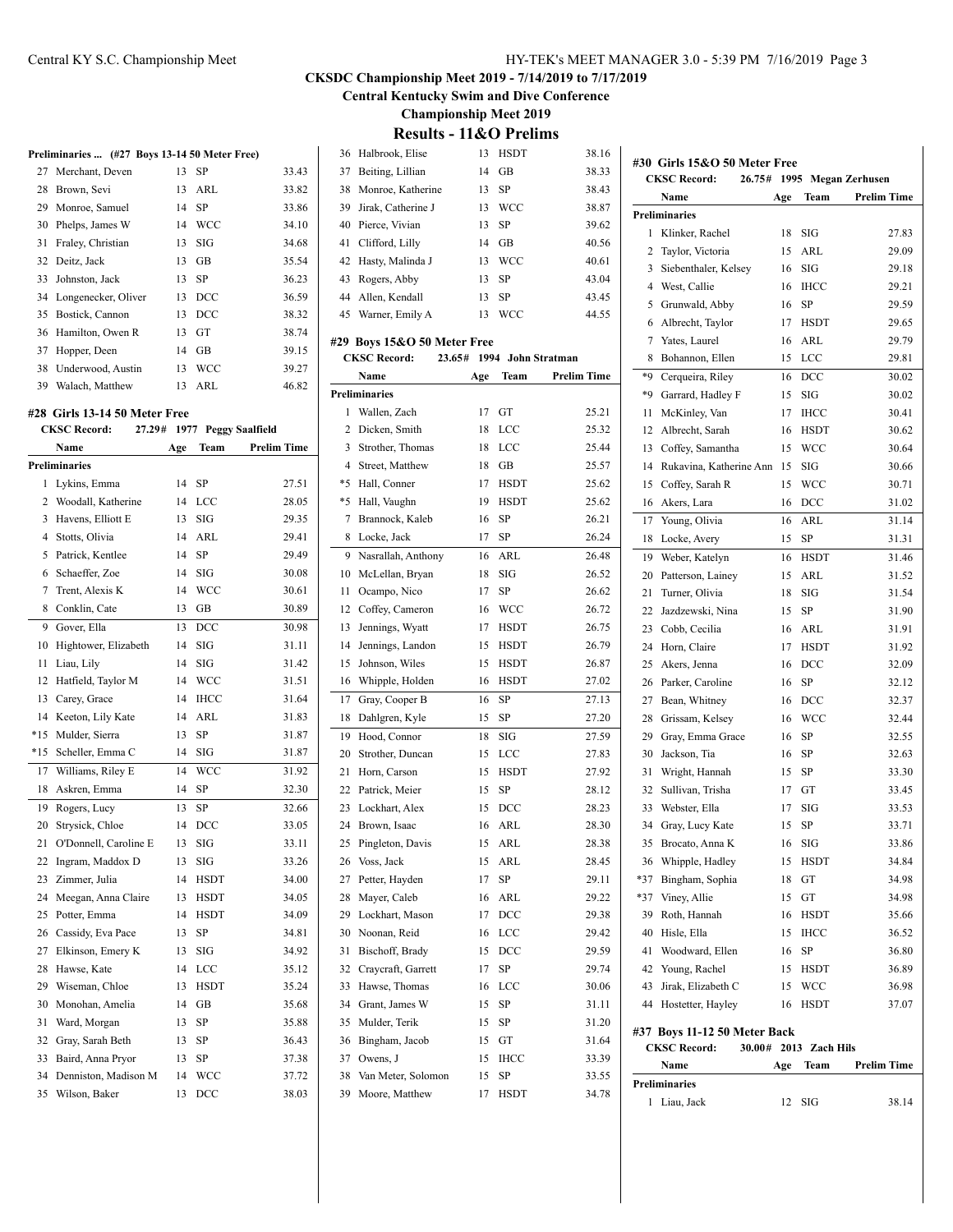## CKSDC Championship Meet 2019 - 7/14/2019 to 7/17/2019

### Central Kentucky Swim and Dive Conference

### Championship Meet 2019

# Results - 11&O Prelims

**Preliminaries ... (#27 Boys 13-14 50 Meter Free)**

| | Name | Age | Team | Prelim Time |
|---|---|---|---|---|
| 27 | Merchant, Deven | 13 | SP | 33.43 |
| 28 | Brown, Sevi | 13 | ARL | 33.82 |
| 29 | Monroe, Samuel | 14 | SP | 33.86 |
| 30 | Phelps, James W | 14 | WCC | 34.10 |
| 31 | Fraley, Christian | 13 | SIG | 34.68 |
| 32 | Deitz, Jack | 13 | GB | 35.54 |
| 33 | Johnston, Jack | 13 | SP | 36.23 |
| 34 | Longenecker, Oliver | 13 | DCC | 36.59 |
| 35 | Bostick, Cannon | 13 | DCC | 38.32 |
| 36 | Hamilton, Owen R | 13 | GT | 38.74 |
| 37 | Hopper, Deen | 14 | GB | 39.15 |
| 38 | Underwood, Austin | 13 | WCC | 39.27 |
| 39 | Walach, Matthew | 13 | ARL | 46.82 |

### #28 Girls 13-14 50 Meter Free

**CKSC Record:** 27.29# 1977 Peggy Saalfield

| | Name | Age | Team | Prelim Time |
|---|---|---|---|---|
| **Preliminaries** | | | | |
| 1 | Lykins, Emma | 14 | SP | 27.51 |
| 2 | Woodall, Katherine | 14 | LCC | 28.05 |
| 3 | Havens, Elliott E | 13 | SIG | 29.35 |
| 4 | Stotts, Olivia | 14 | ARL | 29.41 |
| 5 | Patrick, Kentlee | 14 | SP | 29.49 |
| 6 | Schaeffer, Zoe | 14 | SIG | 30.08 |
| 7 | Trent, Alexis K | 14 | WCC | 30.61 |
| 8 | Conklin, Cate | 13 | GB | 30.89 |
| 9 | Gover, Ella | 13 | DCC | 30.98 |
| 10 | Hightower, Elizabeth | 14 | SIG | 31.11 |
| 11 | Liau, Lily | 14 | SIG | 31.42 |
| 12 | Hatfield, Taylor M | 14 | WCC | 31.51 |
| 13 | Carey, Grace | 14 | IHCC | 31.64 |
| 14 | Keeton, Lily Kate | 14 | ARL | 31.83 |
| *15 | Mulder, Sierra | 13 | SP | 31.87 |
| *15 | Scheller, Emma C | 14 | SIG | 31.87 |
| 17 | Williams, Riley E | 14 | WCC | 31.92 |
| 18 | Askren, Emma | 14 | SP | 32.30 |
| 19 | Rogers, Lucy | 13 | SP | 32.66 |
| 20 | Strysick, Chloe | 14 | DCC | 33.05 |
| 21 | O'Donnell, Caroline E | 13 | SIG | 33.11 |
| 22 | Ingram, Maddox D | 13 | SIG | 33.26 |
| 23 | Zimmer, Julia | 14 | HSDT | 34.00 |
| 24 | Meegan, Anna Claire | 13 | HSDT | 34.05 |
| 25 | Potter, Emma | 14 | HSDT | 34.09 |
| 26 | Cassidy, Eva Pace | 13 | SP | 34.81 |
| 27 | Elkinson, Emery K | 13 | SIG | 34.92 |
| 28 | Hawse, Kate | 14 | LCC | 35.12 |
| 29 | Wiseman, Chloe | 13 | HSDT | 35.24 |
| 30 | Monohan, Amelia | 14 | GB | 35.68 |
| 31 | Ward, Morgan | 13 | SP | 35.88 |
| 32 | Gray, Sarah Beth | 13 | SP | 36.43 |
| 33 | Baird, Anna Pryor | 13 | SP | 37.38 |
| 34 | Denniston, Madison M | 14 | WCC | 37.72 |
| 35 | Wilson, Baker | 13 | DCC | 38.03 |
| 36 | Halbrook, Elise | 13 | HSDT | 38.16 |
| 37 | Beiting, Lillian | 14 | GB | 38.33 |
| 38 | Monroe, Katherine | 13 | SP | 38.43 |
| 39 | Jirak, Catherine J | 13 | WCC | 38.87 |
| 40 | Pierce, Vivian | 13 | SP | 39.62 |
| 41 | Clifford, Lilly | 14 | GB | 40.56 |
| 42 | Hasty, Malinda J | 13 | WCC | 40.61 |
| 43 | Rogers, Abby | 13 | SP | 43.04 |
| 44 | Allen, Kendall | 13 | SP | 43.45 |
| 45 | Warner, Emily A | 13 | WCC | 44.55 |

### #29 Boys 15&O 50 Meter Free

**CKSC Record:** 23.65# 1994 John Stratman

| | Name | Age | Team | Prelim Time |
|---|---|---|---|---|
| **Preliminaries** | | | | |
| 1 | Wallen, Zach | 17 | GT | 25.21 |
| 2 | Dicken, Smith | 18 | LCC | 25.32 |
| 3 | Strother, Thomas | 18 | LCC | 25.44 |
| 4 | Street, Matthew | 18 | GB | 25.57 |
| *5 | Hall, Conner | 17 | HSDT | 25.62 |
| *5 | Hall, Vaughn | 19 | HSDT | 25.62 |
| 7 | Brannock, Kaleb | 16 | SP | 26.21 |
| 8 | Locke, Jack | 17 | SP | 26.24 |
| 9 | Nasrallah, Anthony | 16 | ARL | 26.48 |
| 10 | McLellan, Bryan | 18 | SIG | 26.52 |
| 11 | Ocampo, Nico | 17 | SP | 26.62 |
| 12 | Coffey, Cameron | 16 | WCC | 26.72 |
| 13 | Jennings, Wyatt | 17 | HSDT | 26.75 |
| 14 | Jennings, Landon | 15 | HSDT | 26.79 |
| 15 | Johnson, Wiles | 15 | HSDT | 26.87 |
| 16 | Whipple, Holden | 16 | HSDT | 27.02 |
| 17 | Gray, Cooper B | 16 | SP | 27.13 |
| 18 | Dahlgren, Kyle | 15 | SP | 27.20 |
| 19 | Hood, Connor | 18 | SIG | 27.59 |
| 20 | Strother, Duncan | 15 | LCC | 27.83 |
| 21 | Horn, Carson | 15 | HSDT | 27.92 |
| 22 | Patrick, Meier | 15 | SP | 28.12 |
| 23 | Lockhart, Alex | 15 | DCC | 28.23 |
| 24 | Brown, Isaac | 16 | ARL | 28.30 |
| 25 | Pingleton, Davis | 15 | ARL | 28.38 |
| 26 | Voss, Jack | 15 | ARL | 28.45 |
| 27 | Petter, Hayden | 17 | SP | 29.11 |
| 28 | Mayer, Caleb | 16 | ARL | 29.22 |
| 29 | Lockhart, Mason | 17 | DCC | 29.38 |
| 30 | Noonan, Reid | 16 | LCC | 29.42 |
| 31 | Bischoff, Brady | 15 | DCC | 29.59 |
| 32 | Craycraft, Garrett | 17 | SP | 29.74 |
| 33 | Hawse, Thomas | 16 | LCC | 30.06 |
| 34 | Grant, James W | 15 | SP | 31.11 |
| 35 | Mulder, Terik | 15 | SP | 31.20 |
| 36 | Bingham, Jacob | 15 | GT | 31.64 |
| 37 | Owens, J | 15 | IHCC | 33.39 |
| 38 | Van Meter, Solomon | 15 | SP | 33.55 |
| 39 | Moore, Matthew | 17 | HSDT | 34.78 |

### #30 Girls 15&O 50 Meter Free

**CKSC Record:** 26.75# 1995 Megan Zerhusen

| | Name | Age | Team | Prelim Time |
|---|---|---|---|---|
| **Preliminaries** | | | | |
| 1 | Klinker, Rachel | 18 | SIG | 27.83 |
| 2 | Taylor, Victoria | 15 | ARL | 29.09 |
| 3 | Siebenthaler, Kelsey | 16 | SIG | 29.18 |
| 4 | West, Callie | 16 | IHCC | 29.21 |
| 5 | Grunwald, Abby | 16 | SP | 29.59 |
| 6 | Albrecht, Taylor | 17 | HSDT | 29.65 |
| 7 | Yates, Laurel | 16 | ARL | 29.79 |
| 8 | Bohannon, Ellen | 15 | LCC | 29.81 |
| *9 | Cerqueira, Riley | 16 | DCC | 30.02 |
| *9 | Garrard, Hadley F | 15 | SIG | 30.02 |
| 11 | McKinley, Van | 17 | IHCC | 30.41 |
| 12 | Albrecht, Sarah | 16 | HSDT | 30.62 |
| 13 | Coffey, Samantha | 15 | WCC | 30.64 |
| 14 | Rukavina, Katherine Ann | 15 | SIG | 30.66 |
| 15 | Coffey, Sarah R | 15 | WCC | 30.71 |
| 16 | Akers, Lara | 16 | DCC | 31.02 |
| 17 | Young, Olivia | 16 | ARL | 31.14 |
| 18 | Locke, Avery | 15 | SP | 31.31 |
| 19 | Weber, Katelyn | 16 | HSDT | 31.46 |
| 20 | Patterson, Lainey | 15 | ARL | 31.52 |
| 21 | Turner, Olivia | 18 | SIG | 31.54 |
| 22 | Jazdzewski, Nina | 15 | SP | 31.90 |
| 23 | Cobb, Cecilia | 16 | ARL | 31.91 |
| 24 | Horn, Claire | 17 | HSDT | 31.92 |
| 25 | Akers, Jenna | 16 | DCC | 32.09 |
| 26 | Parker, Caroline | 16 | SP | 32.12 |
| 27 | Bean, Whitney | 16 | DCC | 32.37 |
| 28 | Grissam, Kelsey | 16 | WCC | 32.44 |
| 29 | Gray, Emma Grace | 16 | SP | 32.55 |
| 30 | Jackson, Tia | 16 | SP | 32.63 |
| 31 | Wright, Hannah | 15 | SP | 33.30 |
| 32 | Sullivan, Trisha | 17 | GT | 33.45 |
| 33 | Webster, Ella | 17 | SIG | 33.53 |
| 34 | Gray, Lucy Kate | 15 | SP | 33.71 |
| 35 | Brocato, Anna K | 16 | SIG | 33.86 |
| 36 | Whipple, Hadley | 15 | HSDT | 34.84 |
| *37 | Bingham, Sophia | 18 | GT | 34.98 |
| *37 | Viney, Allie | 15 | GT | 34.98 |
| 39 | Roth, Hannah | 16 | HSDT | 35.66 |
| 40 | Hisle, Ella | 15 | IHCC | 36.52 |
| 41 | Woodward, Ellen | 16 | SP | 36.80 |
| 42 | Young, Rachel | 15 | HSDT | 36.89 |
| 43 | Jirak, Elizabeth C | 15 | WCC | 36.98 |
| 44 | Hostetter, Hayley | 16 | HSDT | 37.07 |

### #37 Boys 11-12 50 Meter Back

**CKSC Record:** 30.00# 2013 Zach Hils

| | Name | Age | Team | Prelim Time |
|---|---|---|---|---|
| **Preliminaries** | | | | |
| 1 | Liau, Jack | 12 | SIG | 38.14 |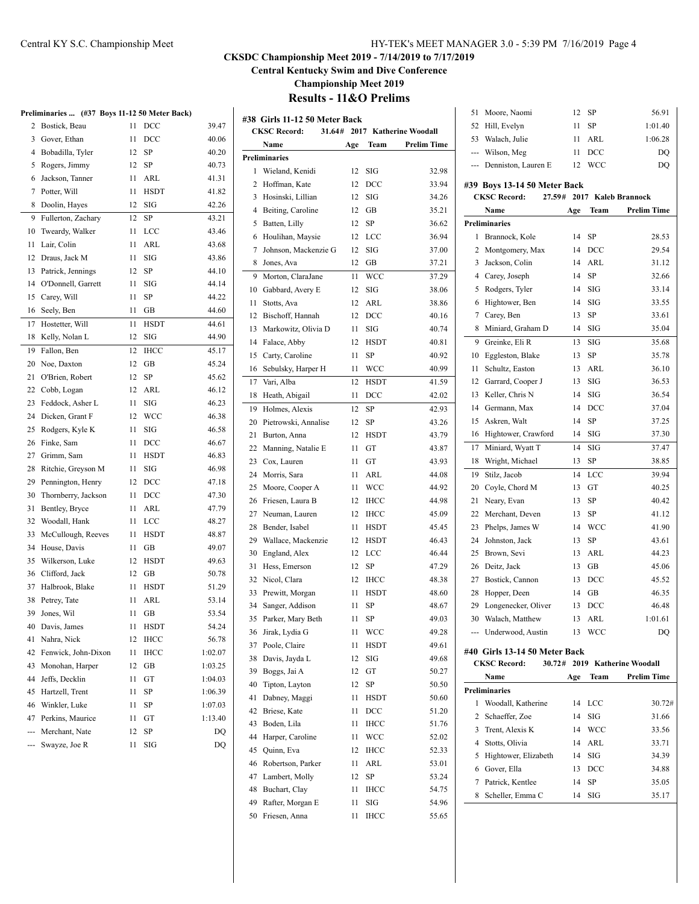## CKSDC Championship Meet 2019 - 7/14/2019 to 7/17/2019

**Central Kentucky Swim and Dive Conference**

**Championship Meet 2019**

### Results - 11&O Prelims

**Preliminaries ... (#37 Boys 11-12 50 Meter Back)**

| | Name | Age | Team | Prelim Time |
|---|---|---|---|---|
| 2 | Bostick, Beau | 11 | DCC | 39.47 |
| 3 | Gover, Ethan | 11 | DCC | 40.06 |
| 4 | Bobadilla, Tyler | 12 | SP | 40.20 |
| 5 | Rogers, Jimmy | 12 | SP | 40.73 |
| 6 | Jackson, Tanner | 11 | ARL | 41.31 |
| 7 | Potter, Will | 11 | HSDT | 41.82 |
| 8 | Doolin, Hayes | 12 | SIG | 42.26 |
| 9 | Fullerton, Zachary | 12 | SP | 43.21 |
| 10 | Tweardy, Walker | 11 | LCC | 43.46 |
| 11 | Lair, Colin | 11 | ARL | 43.68 |
| 12 | Draus, Jack M | 11 | SIG | 43.86 |
| 13 | Patrick, Jennings | 12 | SP | 44.10 |
| 14 | O'Donnell, Garrett | 11 | SIG | 44.14 |
| 15 | Carey, Will | 11 | SP | 44.22 |
| 16 | Seely, Ben | 11 | GB | 44.60 |
| 17 | Hostetter, Will | 11 | HSDT | 44.61 |
| 18 | Kelly, Nolan L | 12 | SIG | 44.90 |
| 19 | Fallon, Ben | 12 | IHCC | 45.17 |
| 20 | Noe, Daxton | 12 | GB | 45.24 |
| 21 | O'Brien, Robert | 12 | SP | 45.62 |
| 22 | Cobb, Logan | 12 | ARL | 46.12 |
| 23 | Feddock, Asher L | 11 | SIG | 46.23 |
| 24 | Dicken, Grant F | 12 | WCC | 46.38 |
| 25 | Rodgers, Kyle K | 11 | SIG | 46.58 |
| 26 | Finke, Sam | 11 | DCC | 46.67 |
| 27 | Grimm, Sam | 11 | HSDT | 46.83 |
| 28 | Ritchie, Greyson M | 11 | SIG | 46.98 |
| 29 | Pennington, Henry | 12 | DCC | 47.18 |
| 30 | Thornberry, Jackson | 11 | DCC | 47.30 |
| 31 | Bentley, Bryce | 11 | ARL | 47.79 |
| 32 | Woodall, Hank | 11 | LCC | 48.27 |
| 33 | McCullough, Reeves | 11 | HSDT | 48.87 |
| 34 | House, Davis | 11 | GB | 49.07 |
| 35 | Wilkerson, Luke | 12 | HSDT | 49.63 |
| 36 | Clifford, Jack | 12 | GB | 50.78 |
| 37 | Halbrook, Blake | 11 | HSDT | 51.29 |
| 38 | Petrey, Tate | 11 | ARL | 53.14 |
| 39 | Jones, Wil | 11 | GB | 53.54 |
| 40 | Davis, James | 11 | HSDT | 54.24 |
| 41 | Nahra, Nick | 12 | IHCC | 56.78 |
| 42 | Fenwick, John-Dixon | 11 | IHCC | 1:02.07 |
| 43 | Monohan, Harper | 12 | GB | 1:03.25 |
| 44 | Jeffs, Decklin | 11 | GT | 1:04.03 |
| 45 | Hartzell, Trent | 11 | SP | 1:06.39 |
| 46 | Winkler, Luke | 11 | SP | 1:07.03 |
| 47 | Perkins, Maurice | 11 | GT | 1:13.40 |
| --- | Merchant, Nate | 12 | SP | DQ |
| --- | Swayze, Joe R | 11 | SIG | DQ |

**#38 Girls 11-12 50 Meter Back**

CKSC Record: 31.64# 2017 Katherine Woodall

**Preliminaries**

| | Name | Age | Team | Prelim Time |
|---|---|---|---|---|
| 1 | Wieland, Kenidi | 12 | SIG | 32.98 |
| 2 | Hoffman, Kate | 12 | DCC | 33.94 |
| 3 | Hosinski, Lillian | 12 | SIG | 34.26 |
| 4 | Beiting, Caroline | 12 | GB | 35.21 |
| 5 | Batten, Lilly | 12 | SP | 36.62 |
| 6 | Houlihan, Maysie | 12 | LCC | 36.94 |
| 7 | Johnson, Mackenzie G | 12 | SIG | 37.00 |
| 8 | Jones, Ava | 12 | GB | 37.21 |
| 9 | Morton, ClaraJane | 11 | WCC | 37.29 |
| 10 | Gabbard, Avery E | 12 | SIG | 38.06 |
| 11 | Stotts, Ava | 12 | ARL | 38.86 |
| 12 | Bischoff, Hannah | 12 | DCC | 40.16 |
| 13 | Markowitz, Olivia D | 11 | SIG | 40.74 |
| 14 | Falace, Abby | 12 | HSDT | 40.81 |
| 15 | Carty, Caroline | 11 | SP | 40.92 |
| 16 | Sebulsky, Harper H | 11 | WCC | 40.99 |
| 17 | Vari, Alba | 12 | HSDT | 41.59 |
| 18 | Heath, Abigail | 11 | DCC | 42.02 |
| 19 | Holmes, Alexis | 12 | SP | 42.93 |
| 20 | Pietrowski, Annalise | 12 | SP | 43.26 |
| 21 | Burton, Anna | 12 | HSDT | 43.79 |
| 22 | Manning, Natalie E | 11 | GT | 43.87 |
| 23 | Cox, Lauren | 11 | GT | 43.93 |
| 24 | Morris, Sara | 11 | ARL | 44.08 |
| 25 | Moore, Cooper A | 11 | WCC | 44.92 |
| 26 | Friesen, Laura B | 12 | IHCC | 44.98 |
| 27 | Neuman, Lauren | 12 | IHCC | 45.09 |
| 28 | Bender, Isabel | 11 | HSDT | 45.45 |
| 29 | Wallace, Mackenzie | 12 | HSDT | 46.43 |
| 30 | England, Alex | 12 | LCC | 46.44 |
| 31 | Hess, Emerson | 12 | SP | 47.29 |
| 32 | Nicol, Clara | 12 | IHCC | 48.38 |
| 33 | Prewitt, Morgan | 11 | HSDT | 48.60 |
| 34 | Sanger, Addison | 11 | SP | 48.67 |
| 35 | Parker, Mary Beth | 11 | SP | 49.03 |
| 36 | Jirak, Lydia G | 11 | WCC | 49.28 |
| 37 | Poole, Claire | 11 | HSDT | 49.61 |
| 38 | Davis, Jayda L | 12 | SIG | 49.68 |
| 39 | Boggs, Jai A | 12 | GT | 50.27 |
| 40 | Tipton, Layton | 12 | SP | 50.50 |
| 41 | Dabney, Maggi | 11 | HSDT | 50.60 |
| 42 | Briese, Kate | 11 | DCC | 51.20 |
| 43 | Boden, Lila | 11 | IHCC | 51.76 |
| 44 | Harper, Caroline | 11 | WCC | 52.02 |
| 45 | Quinn, Eva | 12 | IHCC | 52.33 |
| 46 | Robertson, Parker | 11 | ARL | 53.01 |
| 47 | Lambert, Molly | 12 | SP | 53.24 |
| 48 | Buchart, Clay | 11 | IHCC | 54.75 |
| 49 | Rafter, Morgan E | 11 | SIG | 54.96 |
| 50 | Friesen, Anna | 11 | IHCC | 55.65 |
| 51 | Moore, Naomi | 12 | SP | 56.91 |
| 52 | Hill, Evelyn | 11 | SP | 1:01.40 |
| 53 | Walach, Julie | 11 | ARL | 1:06.28 |
| --- | Wilson, Meg | 11 | DCC | DQ |
| --- | Denniston, Lauren E | 12 | WCC | DQ |

**#39 Boys 13-14 50 Meter Back**

CKSC Record: 27.59# 2017 Kaleb Brannock

**Preliminaries**

| | Name | Age | Team | Prelim Time |
|---|---|---|---|---|
| 1 | Brannock, Kole | 14 | SP | 28.53 |
| 2 | Montgomery, Max | 14 | DCC | 29.54 |
| 3 | Jackson, Colin | 14 | ARL | 31.12 |
| 4 | Carey, Joseph | 14 | SP | 32.66 |
| 5 | Rodgers, Tyler | 14 | SIG | 33.14 |
| 6 | Hightower, Ben | 14 | SIG | 33.55 |
| 7 | Carey, Ben | 13 | SP | 33.61 |
| 8 | Miniard, Graham D | 14 | SIG | 35.04 |
| 9 | Greinke, Eli R | 13 | SIG | 35.68 |
| 10 | Eggleston, Blake | 13 | SP | 35.78 |
| 11 | Schultz, Easton | 13 | ARL | 36.10 |
| 12 | Garrard, Cooper J | 13 | SIG | 36.53 |
| 13 | Keller, Chris N | 14 | SIG | 36.54 |
| 14 | Germann, Max | 14 | DCC | 37.04 |
| 15 | Askren, Walt | 14 | SP | 37.25 |
| 16 | Hightower, Crawford | 14 | SIG | 37.30 |
| 17 | Miniard, Wyatt T | 14 | SIG | 37.47 |
| 18 | Wright, Michael | 13 | SP | 38.85 |
| 19 | Stilz, Jacob | 14 | LCC | 39.94 |
| 20 | Coyle, Chord M | 13 | GT | 40.25 |
| 21 | Neary, Evan | 13 | SP | 40.42 |
| 22 | Merchant, Deven | 13 | SP | 41.12 |
| 23 | Phelps, James W | 14 | WCC | 41.90 |
| 24 | Johnston, Jack | 13 | SP | 43.61 |
| 25 | Brown, Sevi | 13 | ARL | 44.23 |
| 26 | Deitz, Jack | 13 | GB | 45.06 |
| 27 | Bostick, Cannon | 13 | DCC | 45.52 |
| 28 | Hopper, Deen | 14 | GB | 46.35 |
| 29 | Longenecker, Oliver | 13 | DCC | 46.48 |
| 30 | Walach, Matthew | 13 | ARL | 1:01.61 |
| --- | Underwood, Austin | 13 | WCC | DQ |

**#40 Girls 13-14 50 Meter Back**

CKSC Record: 30.72# 2019 Katherine Woodall

**Preliminaries**

| | Name | Age | Team | Prelim Time |
|---|---|---|---|---|
| 1 | Woodall, Katherine | 14 | LCC | 30.72# |
| 2 | Schaeffer, Zoe | 14 | SIG | 31.66 |
| 3 | Trent, Alexis K | 14 | WCC | 33.56 |
| 4 | Stotts, Olivia | 14 | ARL | 33.71 |
| 5 | Hightower, Elizabeth | 14 | SIG | 34.39 |
| 6 | Gover, Ella | 13 | DCC | 34.88 |
| 7 | Patrick, Kentlee | 14 | SP | 35.05 |
| 8 | Scheller, Emma C | 14 | SIG | 35.17 |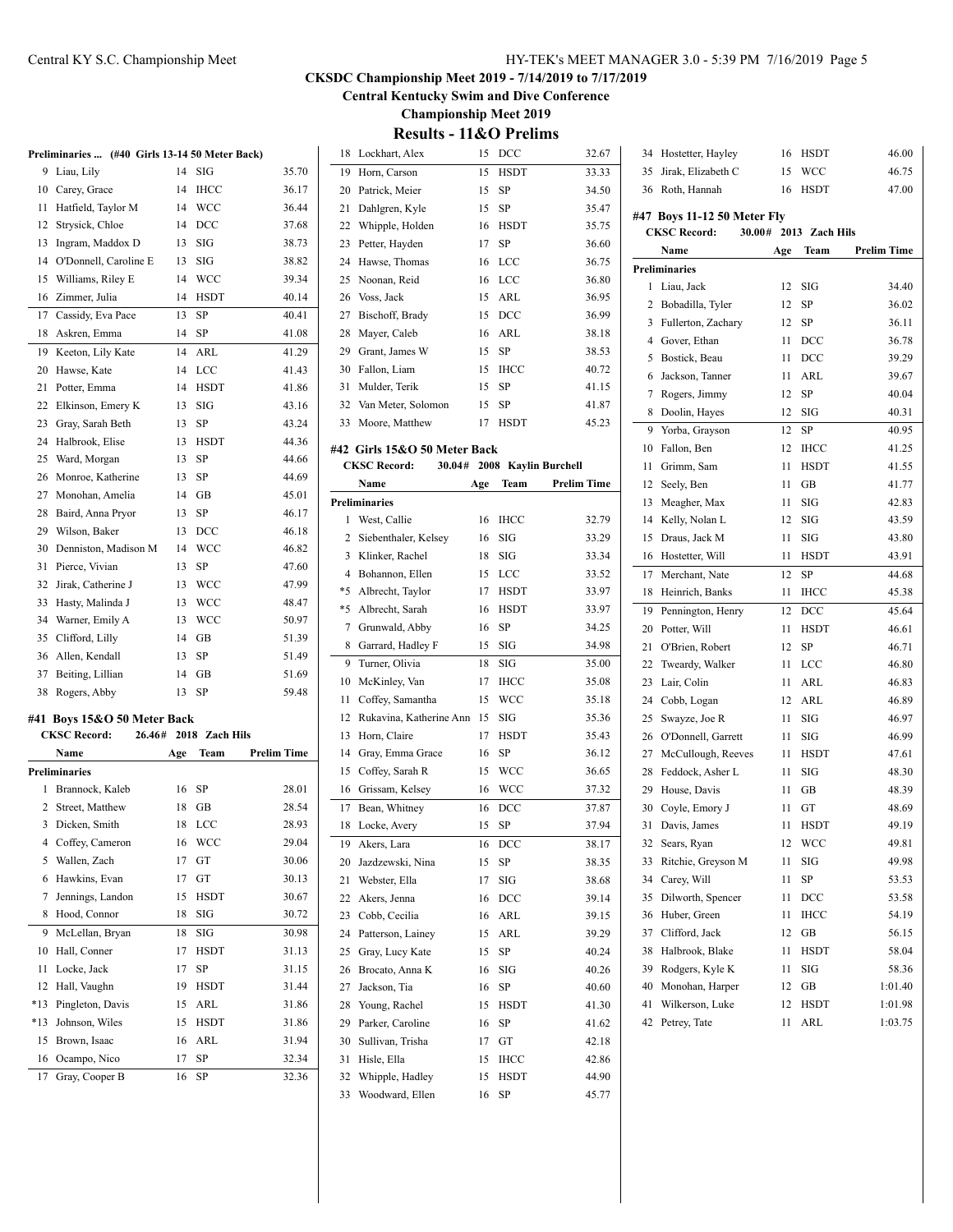# CKSDC Championship Meet 2019 - 7/14/2019 to 7/17/2019

## Central Kentucky Swim and Dive Conference

## Championship Meet 2019

## Results - 11&O Prelims

### Preliminaries ... (#40 Girls 13-14 50 Meter Back)

| Place | Name | Age | Team | Prelim Time |
|---|---|---|---|---|
| 9 | Liau, Lily | 14 | SIG | 35.70 |
| 10 | Carey, Grace | 14 | IHCC | 36.17 |
| 11 | Hatfield, Taylor M | 14 | WCC | 36.44 |
| 12 | Strysick, Chloe | 14 | DCC | 37.68 |
| 13 | Ingram, Maddox D | 13 | SIG | 38.73 |
| 14 | O'Donnell, Caroline E | 13 | SIG | 38.82 |
| 15 | Williams, Riley E | 14 | WCC | 39.34 |
| 16 | Zimmer, Julia | 14 | HSDT | 40.14 |
| 17 | Cassidy, Eva Pace | 13 | SP | 40.41 |
| 18 | Askren, Emma | 14 | SP | 41.08 |
| 19 | Keeton, Lily Kate | 14 | ARL | 41.29 |
| 20 | Hawse, Kate | 14 | LCC | 41.43 |
| 21 | Potter, Emma | 14 | HSDT | 41.86 |
| 22 | Elkinson, Emery K | 13 | SIG | 43.16 |
| 23 | Gray, Sarah Beth | 13 | SP | 43.24 |
| 24 | Halbrook, Elise | 13 | HSDT | 44.36 |
| 25 | Ward, Morgan | 13 | SP | 44.66 |
| 26 | Monroe, Katherine | 13 | SP | 44.69 |
| 27 | Monohan, Amelia | 14 | GB | 45.01 |
| 28 | Baird, Anna Pryor | 13 | SP | 46.17 |
| 29 | Wilson, Baker | 13 | DCC | 46.18 |
| 30 | Denniston, Madison M | 14 | WCC | 46.82 |
| 31 | Pierce, Vivian | 13 | SP | 47.60 |
| 32 | Jirak, Catherine J | 13 | WCC | 47.99 |
| 33 | Hasty, Malinda J | 13 | WCC | 48.47 |
| 34 | Warner, Emily A | 13 | WCC | 50.97 |
| 35 | Clifford, Lilly | 14 | GB | 51.39 |
| 36 | Allen, Kendall | 13 | SP | 51.49 |
| 37 | Beiting, Lillian | 14 | GB | 51.69 |
| 38 | Rogers, Abby | 13 | SP | 59.48 |

### #41 Boys 15&O 50 Meter Back

CKSC Record: 26.46# 2018 Zach Hils

| Place | Name | Age | Team | Prelim Time |
|---|---|---|---|---|
| **Preliminaries** | | | | |
| 1 | Brannock, Kaleb | 16 | SP | 28.01 |
| 2 | Street, Matthew | 18 | GB | 28.54 |
| 3 | Dicken, Smith | 18 | LCC | 28.93 |
| 4 | Coffey, Cameron | 16 | WCC | 29.04 |
| 5 | Wallen, Zach | 17 | GT | 30.06 |
| 6 | Hawkins, Evan | 17 | GT | 30.13 |
| 7 | Jennings, Landon | 15 | HSDT | 30.67 |
| 8 | Hood, Connor | 18 | SIG | 30.72 |
| 9 | McLellan, Bryan | 18 | SIG | 30.98 |
| 10 | Hall, Conner | 17 | HSDT | 31.13 |
| 11 | Locke, Jack | 17 | SP | 31.15 |
| 12 | Hall, Vaughn | 19 | HSDT | 31.44 |
| *13 | Pingleton, Davis | 15 | ARL | 31.86 |
| *13 | Johnson, Wiles | 15 | HSDT | 31.86 |
| 15 | Brown, Isaac | 16 | ARL | 31.94 |
| 16 | Ocampo, Nico | 17 | SP | 32.34 |
| 17 | Gray, Cooper B | 16 | SP | 32.36 |
| 18 | Lockhart, Alex | 15 | DCC | 32.67 |
| 19 | Horn, Carson | 15 | HSDT | 33.33 |
| 20 | Patrick, Meier | 15 | SP | 34.50 |
| 21 | Dahlgren, Kyle | 15 | SP | 35.47 |
| 22 | Whipple, Holden | 16 | HSDT | 35.75 |
| 23 | Petter, Hayden | 17 | SP | 36.60 |
| 24 | Hawse, Thomas | 16 | LCC | 36.75 |
| 25 | Noonan, Reid | 16 | LCC | 36.80 |
| 26 | Voss, Jack | 15 | ARL | 36.95 |
| 27 | Bischoff, Brady | 15 | DCC | 36.99 |
| 28 | Mayer, Caleb | 16 | ARL | 38.18 |
| 29 | Grant, James W | 15 | SP | 38.53 |
| 30 | Fallon, Liam | 15 | IHCC | 40.72 |
| 31 | Mulder, Terik | 15 | SP | 41.15 |
| 32 | Van Meter, Solomon | 15 | SP | 41.87 |
| 33 | Moore, Matthew | 17 | HSDT | 45.23 |

### #42 Girls 15&O 50 Meter Back

CKSC Record: 30.04# 2008 Kaylin Burchell

| Place | Name | Age | Team | Prelim Time |
|---|---|---|---|---|
| **Preliminaries** | | | | |
| 1 | West, Callie | 16 | IHCC | 32.79 |
| 2 | Siebenthaler, Kelsey | 16 | SIG | 33.29 |
| 3 | Klinker, Rachel | 18 | SIG | 33.34 |
| 4 | Bohannon, Ellen | 15 | LCC | 33.52 |
| *5 | Albrecht, Taylor | 17 | HSDT | 33.97 |
| *5 | Albrecht, Sarah | 16 | HSDT | 33.97 |
| 7 | Grunwald, Abby | 16 | SP | 34.25 |
| 8 | Garrard, Hadley F | 15 | SIG | 34.98 |
| 9 | Turner, Olivia | 18 | SIG | 35.00 |
| 10 | McKinley, Van | 17 | IHCC | 35.08 |
| 11 | Coffey, Samantha | 15 | WCC | 35.18 |
| 12 | Rukavina, Katherine Ann | 15 | SIG | 35.36 |
| 13 | Horn, Claire | 17 | HSDT | 35.43 |
| 14 | Gray, Emma Grace | 16 | SP | 36.12 |
| 15 | Coffey, Sarah R | 15 | WCC | 36.65 |
| 16 | Grissam, Kelsey | 16 | WCC | 37.32 |
| 17 | Bean, Whitney | 16 | DCC | 37.87 |
| 18 | Locke, Avery | 15 | SP | 37.94 |
| 19 | Akers, Lara | 16 | DCC | 38.17 |
| 20 | Jazdzewski, Nina | 15 | SP | 38.35 |
| 21 | Webster, Ella | 17 | SIG | 38.68 |
| 22 | Akers, Jenna | 16 | DCC | 39.14 |
| 23 | Cobb, Cecilia | 16 | ARL | 39.15 |
| 24 | Patterson, Lainey | 15 | ARL | 39.29 |
| 25 | Gray, Lucy Kate | 15 | SP | 40.24 |
| 26 | Brocato, Anna K | 16 | SIG | 40.26 |
| 27 | Jackson, Tia | 16 | SP | 40.60 |
| 28 | Young, Rachel | 15 | HSDT | 41.30 |
| 29 | Parker, Caroline | 16 | SP | 41.62 |
| 30 | Sullivan, Trisha | 17 | GT | 42.18 |
| 31 | Hisle, Ella | 15 | IHCC | 42.86 |
| 32 | Whipple, Hadley | 15 | HSDT | 44.90 |
| 33 | Woodward, Ellen | 16 | SP | 45.77 |
| 34 | Hostetter, Hayley | 16 | HSDT | 46.00 |
| 35 | Jirak, Elizabeth C | 15 | WCC | 46.75 |
| 36 | Roth, Hannah | 16 | HSDT | 47.00 |

### #47 Boys 11-12 50 Meter Fly

CKSC Record: 30.00# 2013 Zach Hils

| Place | Name | Age | Team | Prelim Time |
|---|---|---|---|---|
| **Preliminaries** | | | | |
| 1 | Liau, Jack | 12 | SIG | 34.40 |
| 2 | Bobadilla, Tyler | 12 | SP | 36.02 |
| 3 | Fullerton, Zachary | 12 | SP | 36.11 |
| 4 | Gover, Ethan | 11 | DCC | 36.78 |
| 5 | Bostick, Beau | 11 | DCC | 39.29 |
| 6 | Jackson, Tanner | 11 | ARL | 39.67 |
| 7 | Rogers, Jimmy | 12 | SP | 40.04 |
| 8 | Doolin, Hayes | 12 | SIG | 40.31 |
| 9 | Yorba, Grayson | 12 | SP | 40.95 |
| 10 | Fallon, Ben | 12 | IHCC | 41.25 |
| 11 | Grimm, Sam | 11 | HSDT | 41.55 |
| 12 | Seely, Ben | 11 | GB | 41.77 |
| 13 | Meagher, Max | 11 | SIG | 42.83 |
| 14 | Kelly, Nolan L | 12 | SIG | 43.59 |
| 15 | Draus, Jack M | 11 | SIG | 43.80 |
| 16 | Hostetter, Will | 11 | HSDT | 43.91 |
| 17 | Merchant, Nate | 12 | SP | 44.68 |
| 18 | Heinrich, Banks | 11 | IHCC | 45.38 |
| 19 | Pennington, Henry | 12 | DCC | 45.64 |
| 20 | Potter, Will | 11 | HSDT | 46.61 |
| 21 | O'Brien, Robert | 12 | SP | 46.71 |
| 22 | Tweardy, Walker | 11 | LCC | 46.80 |
| 23 | Lair, Colin | 11 | ARL | 46.83 |
| 24 | Cobb, Logan | 12 | ARL | 46.89 |
| 25 | Swayze, Joe R | 11 | SIG | 46.97 |
| 26 | O'Donnell, Garrett | 11 | SIG | 46.99 |
| 27 | McCullough, Reeves | 11 | HSDT | 47.61 |
| 28 | Feddock, Asher L | 11 | SIG | 48.30 |
| 29 | House, Davis | 11 | GB | 48.39 |
| 30 | Coyle, Emory J | 11 | GT | 48.69 |
| 31 | Davis, James | 11 | HSDT | 49.19 |
| 32 | Sears, Ryan | 12 | WCC | 49.81 |
| 33 | Ritchie, Greyson M | 11 | SIG | 49.98 |
| 34 | Carey, Will | 11 | SP | 53.53 |
| 35 | Dilworth, Spencer | 11 | DCC | 53.58 |
| 36 | Huber, Green | 11 | IHCC | 54.19 |
| 37 | Clifford, Jack | 12 | GB | 56.15 |
| 38 | Halbrook, Blake | 11 | HSDT | 58.04 |
| 39 | Rodgers, Kyle K | 11 | SIG | 58.36 |
| 40 | Monohan, Harper | 12 | GB | 1:01.40 |
| 41 | Wilkerson, Luke | 12 | HSDT | 1:01.98 |
| 42 | Petrey, Tate | 11 | ARL | 1:03.75 |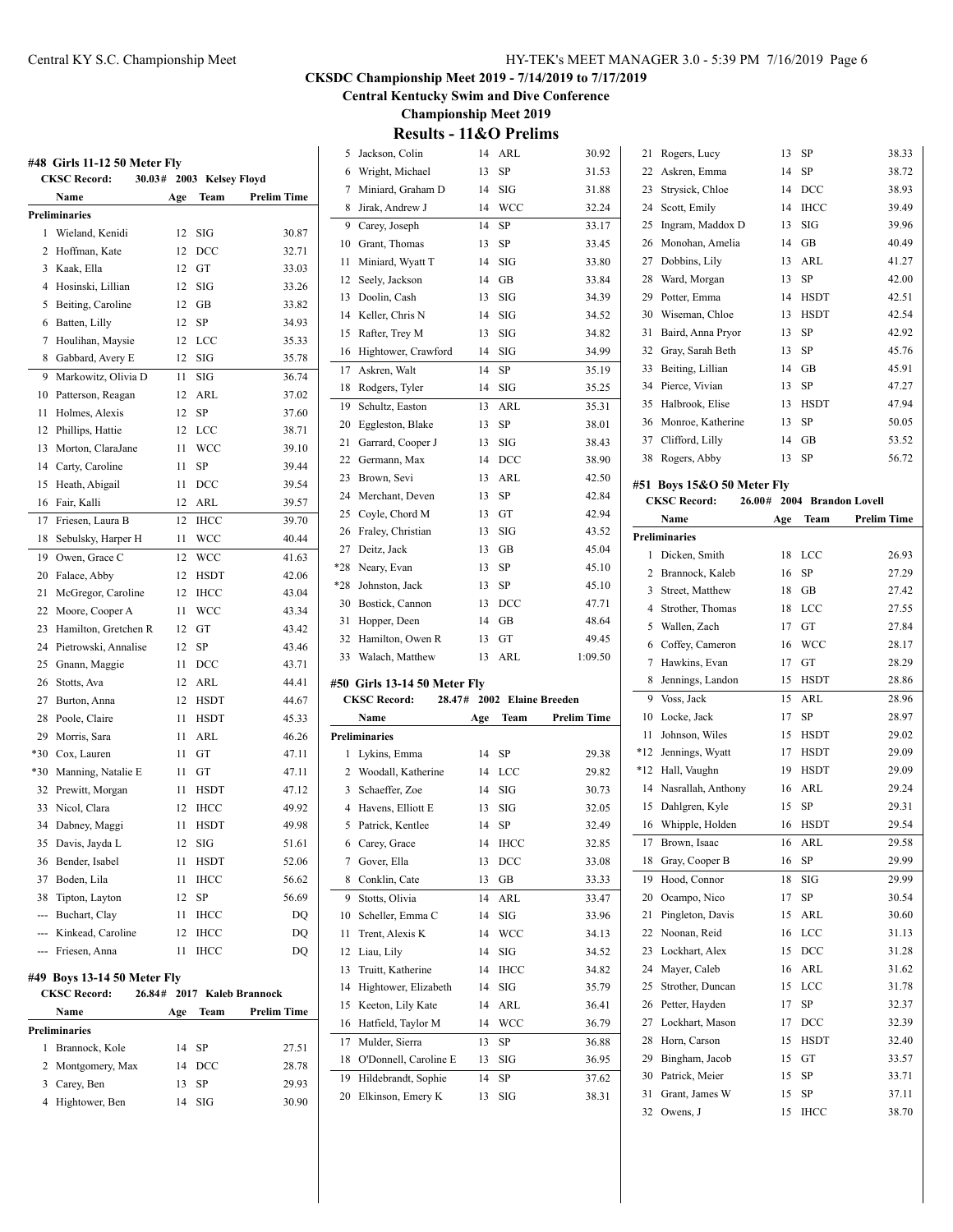# CKSDC Championship Meet 2019 - 7/14/2019 to 7/17/2019

## Central Kentucky Swim and Dive Conference

## Championship Meet 2019

## Results - 11&O Prelims

### #48 Girls 11-12 50 Meter Fly

CKSC Record: 30.03# 2003 Kelsey Floyd

| | Name | Age | Team | Prelim Time |
|---|---|---|---|---|
| **Preliminaries** | | | | |
| 1 | Wieland, Kenidi | 12 | SIG | 30.87 |
| 2 | Hoffman, Kate | 12 | DCC | 32.71 |
| 3 | Kaak, Ella | 12 | GT | 33.03 |
| 4 | Hosinski, Lillian | 12 | SIG | 33.26 |
| 5 | Beiting, Caroline | 12 | GB | 33.82 |
| 6 | Batten, Lilly | 12 | SP | 34.93 |
| 7 | Houlihan, Maysie | 12 | LCC | 35.33 |
| 8 | Gabbard, Avery E | 12 | SIG | 35.78 |
| 9 | Markowitz, Olivia D | 11 | SIG | 36.74 |
| 10 | Patterson, Reagan | 12 | ARL | 37.02 |
| 11 | Holmes, Alexis | 12 | SP | 37.60 |
| 12 | Phillips, Hattie | 12 | LCC | 38.71 |
| 13 | Morton, ClaraJane | 11 | WCC | 39.10 |
| 14 | Carty, Caroline | 11 | SP | 39.44 |
| 15 | Heath, Abigail | 11 | DCC | 39.54 |
| 16 | Fair, Kalli | 12 | ARL | 39.57 |
| 17 | Friesen, Laura B | 12 | IHCC | 39.70 |
| 18 | Sebulsky, Harper H | 11 | WCC | 40.44 |
| 19 | Owen, Grace C | 12 | WCC | 41.63 |
| 20 | Falace, Abby | 12 | HSDT | 42.06 |
| 21 | McGregor, Caroline | 12 | IHCC | 43.04 |
| 22 | Moore, Cooper A | 11 | WCC | 43.34 |
| 23 | Hamilton, Gretchen R | 12 | GT | 43.42 |
| 24 | Pietrowski, Annalise | 12 | SP | 43.46 |
| 25 | Gnann, Maggie | 11 | DCC | 43.71 |
| 26 | Stotts, Ava | 12 | ARL | 44.41 |
| 27 | Burton, Anna | 12 | HSDT | 44.67 |
| 28 | Poole, Claire | 11 | HSDT | 45.33 |
| 29 | Morris, Sara | 11 | ARL | 46.26 |
| *30 | Cox, Lauren | 11 | GT | 47.11 |
| *30 | Manning, Natalie E | 11 | GT | 47.11 |
| 32 | Prewitt, Morgan | 11 | HSDT | 47.12 |
| 33 | Nicol, Clara | 12 | IHCC | 49.92 |
| 34 | Dabney, Maggi | 11 | HSDT | 49.98 |
| 35 | Davis, Jayda L | 12 | SIG | 51.61 |
| 36 | Bender, Isabel | 11 | HSDT | 52.06 |
| 37 | Boden, Lila | 11 | IHCC | 56.62 |
| 38 | Tipton, Layton | 12 | SP | 56.69 |
| --- | Buchart, Clay | 11 | IHCC | DQ |
| --- | Kinkead, Caroline | 12 | IHCC | DQ |
| --- | Friesen, Anna | 11 | IHCC | DQ |

### #49 Boys 13-14 50 Meter Fly

CKSC Record: 26.84# 2017 Kaleb Brannock

| | Name | Age | Team | Prelim Time |
|---|---|---|---|---|
| **Preliminaries** | | | | |
| 1 | Brannock, Kole | 14 | SP | 27.51 |
| 2 | Montgomery, Max | 14 | DCC | 28.78 |
| 3 | Carey, Ben | 13 | SP | 29.93 |
| 4 | Hightower, Ben | 14 | SIG | 30.90 |
| 5 | Jackson, Colin | 14 | ARL | 30.92 |
| 6 | Wright, Michael | 13 | SP | 31.53 |
| 7 | Miniard, Graham D | 14 | SIG | 31.88 |
| 8 | Jirak, Andrew J | 14 | WCC | 32.24 |
| 9 | Carey, Joseph | 14 | SP | 33.17 |
| 10 | Grant, Thomas | 13 | SP | 33.45 |
| 11 | Miniard, Wyatt T | 14 | SIG | 33.80 |
| 12 | Seely, Jackson | 14 | GB | 33.84 |
| 13 | Doolin, Cash | 13 | SIG | 34.39 |
| 14 | Keller, Chris N | 14 | SIG | 34.52 |
| 15 | Rafter, Trey M | 13 | SIG | 34.82 |
| 16 | Hightower, Crawford | 14 | SIG | 34.99 |
| 17 | Askren, Walt | 14 | SP | 35.19 |
| 18 | Rodgers, Tyler | 14 | SIG | 35.25 |
| 19 | Schultz, Easton | 13 | ARL | 35.31 |
| 20 | Eggleston, Blake | 13 | SP | 38.01 |
| 21 | Garrard, Cooper J | 13 | SIG | 38.43 |
| 22 | Germann, Max | 14 | DCC | 38.90 |
| 23 | Brown, Sevi | 13 | ARL | 42.50 |
| 24 | Merchant, Deven | 13 | SP | 42.84 |
| 25 | Coyle, Chord M | 13 | GT | 42.94 |
| 26 | Fraley, Christian | 13 | SIG | 43.52 |
| 27 | Deitz, Jack | 13 | GB | 45.04 |
| *28 | Neary, Evan | 13 | SP | 45.10 |
| *28 | Johnston, Jack | 13 | SP | 45.10 |
| 30 | Bostick, Cannon | 13 | DCC | 47.71 |
| 31 | Hopper, Deen | 14 | GB | 48.64 |
| 32 | Hamilton, Owen R | 13 | GT | 49.45 |
| 33 | Walach, Matthew | 13 | ARL | 1:09.50 |

### #50 Girls 13-14 50 Meter Fly

CKSC Record: 28.47# 2002 Elaine Breeden

| | Name | Age | Team | Prelim Time |
|---|---|---|---|---|
| **Preliminaries** | | | | |
| 1 | Lykins, Emma | 14 | SP | 29.38 |
| 2 | Woodall, Katherine | 14 | LCC | 29.82 |
| 3 | Schaeffer, Zoe | 14 | SIG | 30.73 |
| 4 | Havens, Elliott E | 13 | SIG | 32.05 |
| 5 | Patrick, Kentlee | 14 | SP | 32.49 |
| 6 | Carey, Grace | 14 | IHCC | 32.85 |
| 7 | Gover, Ella | 13 | DCC | 33.08 |
| 8 | Conklin, Cate | 13 | GB | 33.33 |
| 9 | Stotts, Olivia | 14 | ARL | 33.47 |
| 10 | Scheller, Emma C | 14 | SIG | 33.96 |
| 11 | Trent, Alexis K | 14 | WCC | 34.13 |
| 12 | Liau, Lily | 14 | SIG | 34.52 |
| 13 | Truitt, Katherine | 14 | IHCC | 34.82 |
| 14 | Hightower, Elizabeth | 14 | SIG | 35.79 |
| 15 | Keeton, Lily Kate | 14 | ARL | 36.41 |
| 16 | Hatfield, Taylor M | 14 | WCC | 36.79 |
| 17 | Mulder, Sierra | 13 | SP | 36.88 |
| 18 | O'Donnell, Caroline E | 13 | SIG | 36.95 |
| 19 | Hildebrandt, Sophie | 14 | SP | 37.62 |
| 20 | Elkinson, Emery K | 13 | SIG | 38.31 |
| 21 | Rogers, Lucy | 13 | SP | 38.33 |
| 22 | Askren, Emma | 14 | SP | 38.72 |
| 23 | Strysick, Chloe | 14 | DCC | 38.93 |
| 24 | Scott, Emily | 14 | IHCC | 39.49 |
| 25 | Ingram, Maddox D | 13 | SIG | 39.96 |
| 26 | Monohan, Amelia | 14 | GB | 40.49 |
| 27 | Dobbins, Lily | 13 | ARL | 41.27 |
| 28 | Ward, Morgan | 13 | SP | 42.00 |
| 29 | Potter, Emma | 14 | HSDT | 42.51 |
| 30 | Wiseman, Chloe | 13 | HSDT | 42.54 |
| 31 | Baird, Anna Pryor | 13 | SP | 42.92 |
| 32 | Gray, Sarah Beth | 13 | SP | 45.76 |
| 33 | Beiting, Lillian | 14 | GB | 45.91 |
| 34 | Pierce, Vivian | 13 | SP | 47.27 |
| 35 | Halbrook, Elise | 13 | HSDT | 47.94 |
| 36 | Monroe, Katherine | 13 | SP | 50.05 |
| 37 | Clifford, Lilly | 14 | GB | 53.52 |
| 38 | Rogers, Abby | 13 | SP | 56.72 |

### #51 Boys 15&O 50 Meter Fly

CKSC Record: 26.00# 2004 Brandon Lovell

| | Name | Age | Team | Prelim Time |
|---|---|---|---|---|
| **Preliminaries** | | | | |
| 1 | Dicken, Smith | 18 | LCC | 26.93 |
| 2 | Brannock, Kaleb | 16 | SP | 27.29 |
| 3 | Street, Matthew | 18 | GB | 27.42 |
| 4 | Strother, Thomas | 18 | LCC | 27.55 |
| 5 | Wallen, Zach | 17 | GT | 27.84 |
| 6 | Coffey, Cameron | 16 | WCC | 28.17 |
| 7 | Hawkins, Evan | 17 | GT | 28.29 |
| 8 | Jennings, Landon | 15 | HSDT | 28.86 |
| 9 | Voss, Jack | 15 | ARL | 28.96 |
| 10 | Locke, Jack | 17 | SP | 28.97 |
| 11 | Johnson, Wiles | 15 | HSDT | 29.02 |
| *12 | Jennings, Wyatt | 17 | HSDT | 29.09 |
| *12 | Hall, Vaughn | 19 | HSDT | 29.09 |
| 14 | Nasrallah, Anthony | 16 | ARL | 29.24 |
| 15 | Dahlgren, Kyle | 15 | SP | 29.31 |
| 16 | Whipple, Holden | 16 | HSDT | 29.54 |
| 17 | Brown, Isaac | 16 | ARL | 29.58 |
| 18 | Gray, Cooper B | 16 | SP | 29.99 |
| 19 | Hood, Connor | 18 | SIG | 29.99 |
| 20 | Ocampo, Nico | 17 | SP | 30.54 |
| 21 | Pingleton, Davis | 15 | ARL | 30.60 |
| 22 | Noonan, Reid | 16 | LCC | 31.13 |
| 23 | Lockhart, Alex | 15 | DCC | 31.28 |
| 24 | Mayer, Caleb | 16 | ARL | 31.62 |
| 25 | Strother, Duncan | 15 | LCC | 31.78 |
| 26 | Petter, Hayden | 17 | SP | 32.37 |
| 27 | Lockhart, Mason | 17 | DCC | 32.39 |
| 28 | Horn, Carson | 15 | HSDT | 32.40 |
| 29 | Bingham, Jacob | 15 | GT | 33.57 |
| 30 | Patrick, Meier | 15 | SP | 33.71 |
| 31 | Grant, James W | 15 | SP | 37.11 |
| 32 | Owens, J | 15 | IHCC | 38.70 |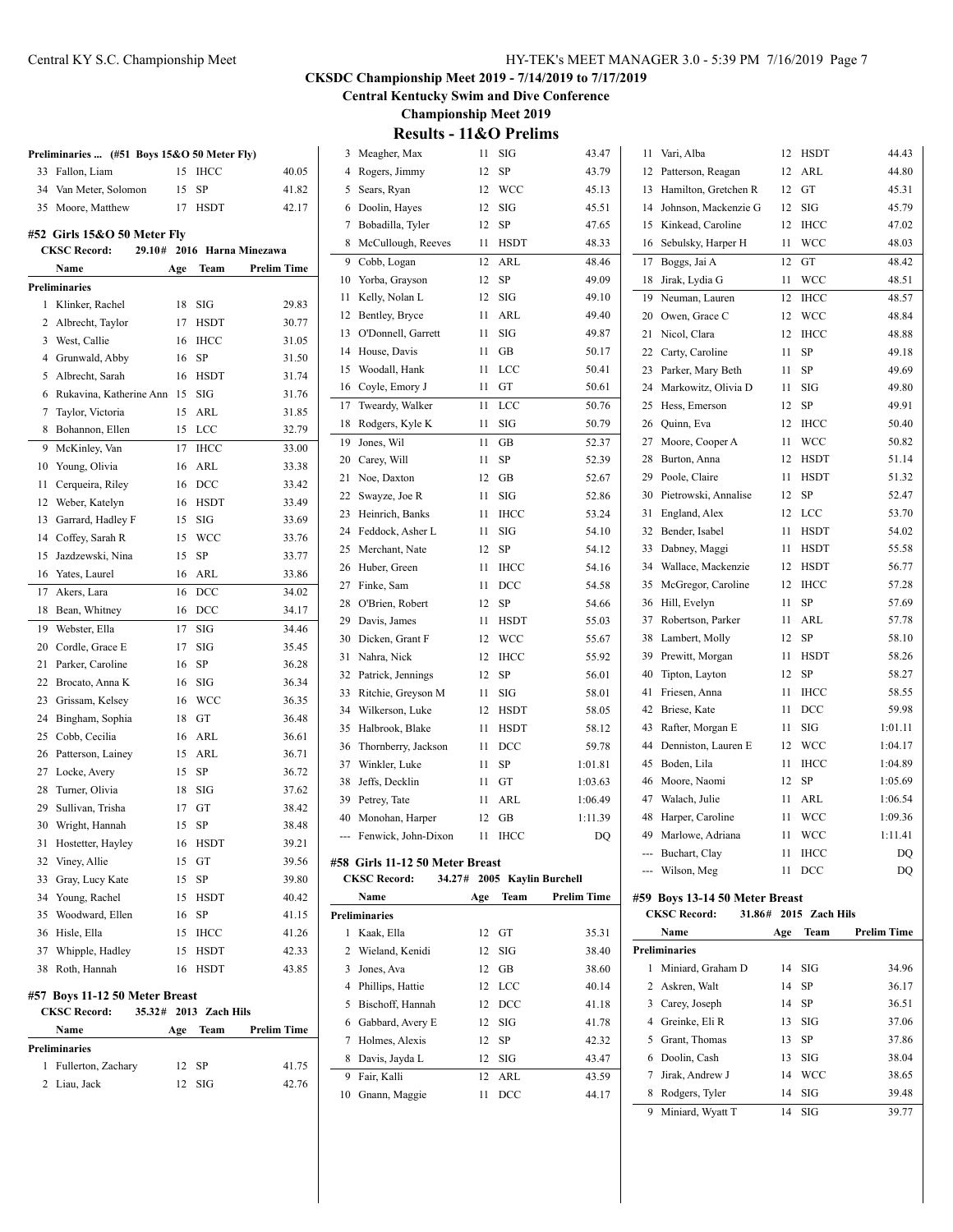**CKSDC Championship Meet 2019 - 7/14/2019 to 7/17/2019**

**Central Kentucky Swim and Dive Conference**

**Championship Meet 2019**

## Results - 11&O Prelims

**Preliminaries ... (#51 Boys 15&O 50 Meter Fly)**

| | Name | Age | Team | Prelim Time |
|---|---|---|---|---|
| 33 | Fallon, Liam | 15 | IHCC | 40.05 |
| 34 | Van Meter, Solomon | 15 | SP | 41.82 |
| 35 | Moore, Matthew | 17 | HSDT | 42.17 |

### #52 Girls 15&O 50 Meter Fly

**CKSC Record: 29.10# 2016 Harna Minezawa**

| | Name | Age | Team | Prelim Time |
|---|---|---|---|---|
| **Preliminaries** | | | | |
| 1 | Klinker, Rachel | 18 | SIG | 29.83 |
| 2 | Albrecht, Taylor | 17 | HSDT | 30.77 |
| 3 | West, Callie | 16 | IHCC | 31.05 |
| 4 | Grunwald, Abby | 16 | SP | 31.50 |
| 5 | Albrecht, Sarah | 16 | HSDT | 31.74 |
| 6 | Rukavina, Katherine Ann | 15 | SIG | 31.76 |
| 7 | Taylor, Victoria | 15 | ARL | 31.85 |
| 8 | Bohannon, Ellen | 15 | LCC | 32.79 |
| 9 | McKinley, Van | 17 | IHCC | 33.00 |
| 10 | Young, Olivia | 16 | ARL | 33.38 |
| 11 | Cerqueira, Riley | 16 | DCC | 33.42 |
| 12 | Weber, Katelyn | 16 | HSDT | 33.49 |
| 13 | Garrard, Hadley F | 15 | SIG | 33.69 |
| 14 | Coffey, Sarah R | 15 | WCC | 33.76 |
| 15 | Jazdzewski, Nina | 15 | SP | 33.77 |
| 16 | Yates, Laurel | 16 | ARL | 33.86 |
| 17 | Akers, Lara | 16 | DCC | 34.02 |
| 18 | Bean, Whitney | 16 | DCC | 34.17 |
| 19 | Webster, Ella | 17 | SIG | 34.46 |
| 20 | Cordle, Grace E | 17 | SIG | 35.45 |
| 21 | Parker, Caroline | 16 | SP | 36.28 |
| 22 | Brocato, Anna K | 16 | SIG | 36.34 |
| 23 | Grissam, Kelsey | 16 | WCC | 36.35 |
| 24 | Bingham, Sophia | 18 | GT | 36.48 |
| 25 | Cobb, Cecilia | 16 | ARL | 36.61 |
| 26 | Patterson, Lainey | 15 | ARL | 36.71 |
| 27 | Locke, Avery | 15 | SP | 36.72 |
| 28 | Turner, Olivia | 18 | SIG | 37.62 |
| 29 | Sullivan, Trisha | 17 | GT | 38.42 |
| 30 | Wright, Hannah | 15 | SP | 38.48 |
| 31 | Hostetter, Hayley | 16 | HSDT | 39.21 |
| 32 | Viney, Allie | 15 | GT | 39.56 |
| 33 | Gray, Lucy Kate | 15 | SP | 39.80 |
| 34 | Young, Rachel | 15 | HSDT | 40.42 |
| 35 | Woodward, Ellen | 16 | SP | 41.15 |
| 36 | Hisle, Ella | 15 | IHCC | 41.26 |
| 37 | Whipple, Hadley | 15 | HSDT | 42.33 |
| 38 | Roth, Hannah | 16 | HSDT | 43.85 |

### #57 Boys 11-12 50 Meter Breast

**CKSC Record: 35.32# 2013 Zach Hils**

| | Name | Age | Team | Prelim Time |
|---|---|---|---|---|
| **Preliminaries** | | | | |
| 1 | Fullerton, Zachary | 12 | SP | 41.75 |
| 2 | Liau, Jack | 12 | SIG | 42.76 |
| 3 | Meagher, Max | 11 | SIG | 43.47 |
| 4 | Rogers, Jimmy | 12 | SP | 43.79 |
| 5 | Sears, Ryan | 12 | WCC | 45.13 |
| 6 | Doolin, Hayes | 12 | SIG | 45.51 |
| 7 | Bobadilla, Tyler | 12 | SP | 47.65 |
| 8 | McCullough, Reeves | 11 | HSDT | 48.33 |
| 9 | Cobb, Logan | 12 | ARL | 48.46 |
| 10 | Yorba, Grayson | 12 | SP | 49.09 |
| 11 | Kelly, Nolan L | 12 | SIG | 49.10 |
| 12 | Bentley, Bryce | 11 | ARL | 49.40 |
| 13 | O'Donnell, Garrett | 11 | SIG | 49.87 |
| 14 | House, Davis | 11 | GB | 50.17 |
| 15 | Woodall, Hank | 11 | LCC | 50.41 |
| 16 | Coyle, Emory J | 11 | GT | 50.61 |
| 17 | Tweardy, Walker | 11 | LCC | 50.76 |
| 18 | Rodgers, Kyle K | 11 | SIG | 50.79 |
| 19 | Jones, Wil | 11 | GB | 52.37 |
| 20 | Carey, Will | 11 | SP | 52.39 |
| 21 | Noe, Daxton | 12 | GB | 52.67 |
| 22 | Swayze, Joe R | 11 | SIG | 52.86 |
| 23 | Heinrich, Banks | 11 | IHCC | 53.24 |
| 24 | Feddock, Asher L | 11 | SIG | 54.10 |
| 25 | Merchant, Nate | 12 | SP | 54.12 |
| 26 | Huber, Green | 11 | IHCC | 54.16 |
| 27 | Finke, Sam | 11 | DCC | 54.58 |
| 28 | O'Brien, Robert | 12 | SP | 54.66 |
| 29 | Davis, James | 11 | HSDT | 55.03 |
| 30 | Dicken, Grant F | 12 | WCC | 55.67 |
| 31 | Nahra, Nick | 12 | IHCC | 55.92 |
| 32 | Patrick, Jennings | 12 | SP | 56.01 |
| 33 | Ritchie, Greyson M | 11 | SIG | 58.01 |
| 34 | Wilkerson, Luke | 12 | HSDT | 58.05 |
| 35 | Halbrook, Blake | 11 | HSDT | 58.12 |
| 36 | Thornberry, Jackson | 11 | DCC | 59.78 |
| 37 | Winkler, Luke | 11 | SP | 1:01.81 |
| 38 | Jeffs, Decklin | 11 | GT | 1:03.63 |
| 39 | Petrey, Tate | 11 | ARL | 1:06.49 |
| 40 | Monohan, Harper | 12 | GB | 1:11.39 |
| --- | Fenwick, John-Dixon | 11 | IHCC | DQ |

### #58 Girls 11-12 50 Meter Breast

**CKSC Record: 34.27# 2005 Kaylin Burchell**

| | Name | Age | Team | Prelim Time |
|---|---|---|---|---|
| **Preliminaries** | | | | |
| 1 | Kaak, Ella | 12 | GT | 35.31 |
| 2 | Wieland, Kenidi | 12 | SIG | 38.40 |
| 3 | Jones, Ava | 12 | GB | 38.60 |
| 4 | Phillips, Hattie | 12 | LCC | 40.14 |
| 5 | Bischoff, Hannah | 12 | DCC | 41.18 |
| 6 | Gabbard, Avery E | 12 | SIG | 41.78 |
| 7 | Holmes, Alexis | 12 | SP | 42.32 |
| 8 | Davis, Jayda L | 12 | SIG | 43.47 |
| 9 | Fair, Kalli | 12 | ARL | 43.59 |
| 10 | Gnann, Maggie | 11 | DCC | 44.17 |
| 11 | Vari, Alba | 12 | HSDT | 44.43 |
| 12 | Patterson, Reagan | 12 | ARL | 44.80 |
| 13 | Hamilton, Gretchen R | 12 | GT | 45.31 |
| 14 | Johnson, Mackenzie G | 12 | SIG | 45.79 |
| 15 | Kinkead, Caroline | 12 | IHCC | 47.02 |
| 16 | Sebulsky, Harper H | 11 | WCC | 48.03 |
| 17 | Boggs, Jai A | 12 | GT | 48.42 |
| 18 | Jirak, Lydia G | 11 | WCC | 48.51 |
| 19 | Neuman, Lauren | 12 | IHCC | 48.57 |
| 20 | Owen, Grace C | 12 | WCC | 48.84 |
| 21 | Nicol, Clara | 12 | IHCC | 48.88 |
| 22 | Carty, Caroline | 11 | SP | 49.18 |
| 23 | Parker, Mary Beth | 11 | SP | 49.69 |
| 24 | Markowitz, Olivia D | 11 | SIG | 49.80 |
| 25 | Hess, Emerson | 12 | SP | 49.91 |
| 26 | Quinn, Eva | 12 | IHCC | 50.40 |
| 27 | Moore, Cooper A | 11 | WCC | 50.82 |
| 28 | Burton, Anna | 12 | HSDT | 51.14 |
| 29 | Poole, Claire | 11 | HSDT | 51.32 |
| 30 | Pietrowski, Annalise | 12 | SP | 52.47 |
| 31 | England, Alex | 12 | LCC | 53.70 |
| 32 | Bender, Isabel | 11 | HSDT | 54.02 |
| 33 | Dabney, Maggi | 11 | HSDT | 55.58 |
| 34 | Wallace, Mackenzie | 12 | HSDT | 56.77 |
| 35 | McGregor, Caroline | 12 | IHCC | 57.28 |
| 36 | Hill, Evelyn | 11 | SP | 57.69 |
| 37 | Robertson, Parker | 11 | ARL | 57.78 |
| 38 | Lambert, Molly | 12 | SP | 58.10 |
| 39 | Prewitt, Morgan | 11 | HSDT | 58.26 |
| 40 | Tipton, Layton | 12 | SP | 58.27 |
| 41 | Friesen, Anna | 11 | IHCC | 58.55 |
| 42 | Briese, Kate | 11 | DCC | 59.98 |
| 43 | Rafter, Morgan E | 11 | SIG | 1:01.11 |
| 44 | Denniston, Lauren E | 12 | WCC | 1:04.17 |
| 45 | Boden, Lila | 11 | IHCC | 1:04.89 |
| 46 | Moore, Naomi | 12 | SP | 1:05.69 |
| 47 | Walach, Julie | 11 | ARL | 1:06.54 |
| 48 | Harper, Caroline | 11 | WCC | 1:09.36 |
| 49 | Marlowe, Adriana | 11 | WCC | 1:11.41 |
| --- | Buchart, Clay | 11 | IHCC | DQ |
| --- | Wilson, Meg | 11 | DCC | DQ |

### #59 Boys 13-14 50 Meter Breast

**CKSC Record: 31.86# 2015 Zach Hils**

| | Name | Age | Team | Prelim Time |
|---|---|---|---|---|
| **Preliminaries** | | | | |
| 1 | Miniard, Graham D | 14 | SIG | 34.96 |
| 2 | Askren, Walt | 14 | SP | 36.17 |
| 3 | Carey, Joseph | 14 | SP | 36.51 |
| 4 | Greinke, Eli R | 13 | SIG | 37.06 |
| 5 | Grant, Thomas | 13 | SP | 37.86 |
| 6 | Doolin, Cash | 13 | SIG | 38.04 |
| 7 | Jirak, Andrew J | 14 | WCC | 38.65 |
| 8 | Rodgers, Tyler | 14 | SIG | 39.48 |
| 9 | Miniard, Wyatt T | 14 | SIG | 39.77 |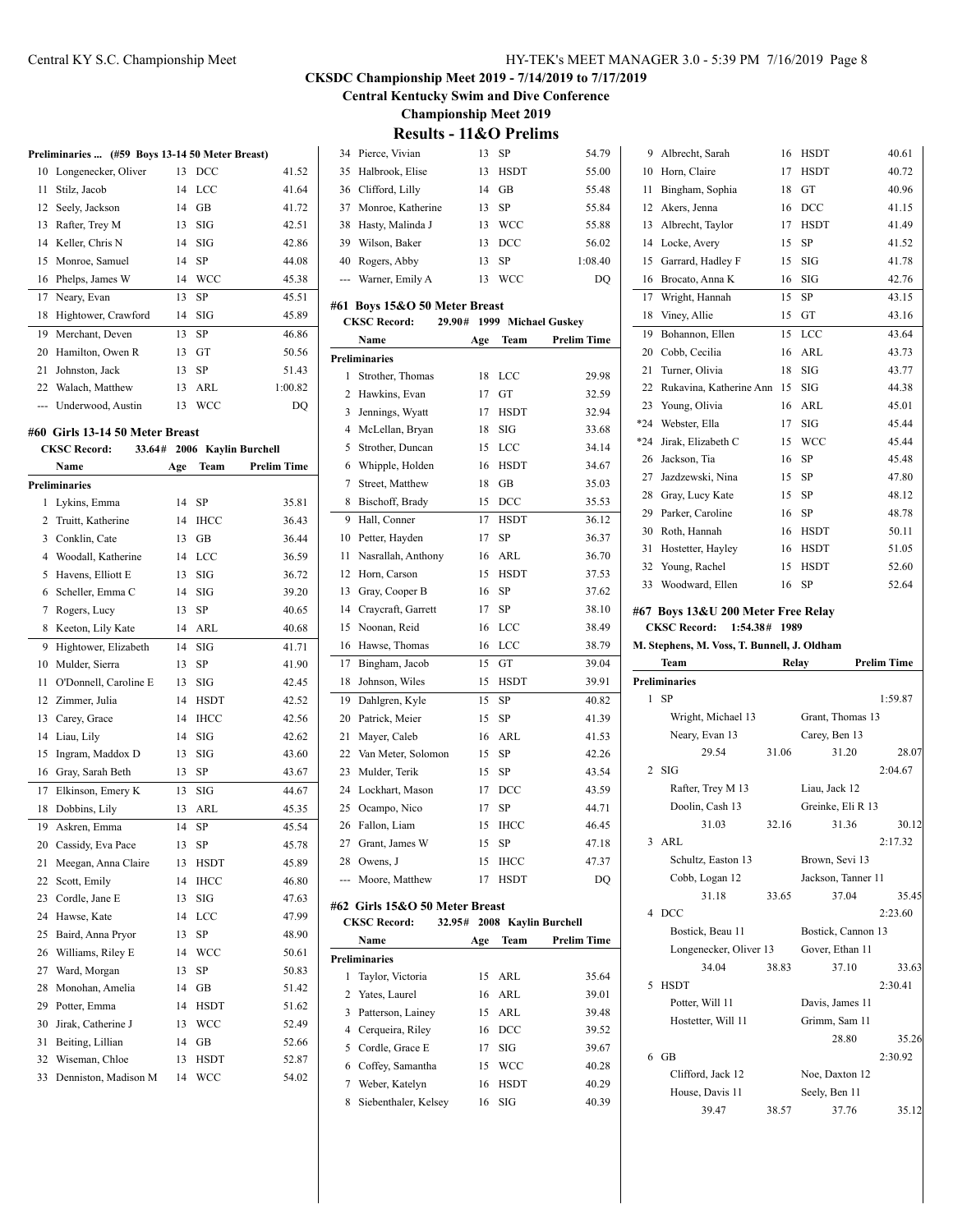**CKSDC Championship Meet 2019 - 7/14/2019 to 7/17/2019**

**Central Kentucky Swim and Dive Conference**

**Championship Meet 2019**

## Results - 11&O Prelims

**Preliminaries ... (#59 Boys 13-14 50 Meter Breast)**

| | Name | Age | Team | Prelim Time |
|---|---|---|---|---|
| 10 | Longenecker, Oliver | 13 | DCC | 41.52 |
| 11 | Stilz, Jacob | 14 | LCC | 41.64 |
| 12 | Seely, Jackson | 14 | GB | 41.72 |
| 13 | Rafter, Trey M | 13 | SIG | 42.51 |
| 14 | Keller, Chris N | 14 | SIG | 42.86 |
| 15 | Monroe, Samuel | 14 | SP | 44.08 |
| 16 | Phelps, James W | 14 | WCC | 45.38 |
| 17 | Neary, Evan | 13 | SP | 45.51 |
| 18 | Hightower, Crawford | 14 | SIG | 45.89 |
| 19 | Merchant, Deven | 13 | SP | 46.86 |
| 20 | Hamilton, Owen R | 13 | GT | 50.56 |
| 21 | Johnston, Jack | 13 | SP | 51.43 |
| 22 | Walach, Matthew | 13 | ARL | 1:00.82 |
| --- | Underwood, Austin | 13 | WCC | DQ |

### #60 Girls 13-14 50 Meter Breast

CKSC Record: 33.64# 2006 Kaylin Burchell

| | Name | Age | Team | Prelim Time |
|---|---|---|---|---|
| **Preliminaries** | | | | |
| 1 | Lykins, Emma | 14 | SP | 35.81 |
| 2 | Truitt, Katherine | 14 | IHCC | 36.43 |
| 3 | Conklin, Cate | 13 | GB | 36.44 |
| 4 | Woodall, Katherine | 14 | LCC | 36.59 |
| 5 | Havens, Elliott E | 13 | SIG | 36.72 |
| 6 | Scheller, Emma C | 14 | SIG | 39.20 |
| 7 | Rogers, Lucy | 13 | SP | 40.65 |
| 8 | Keeton, Lily Kate | 14 | ARL | 40.68 |
| 9 | Hightower, Elizabeth | 14 | SIG | 41.71 |
| 10 | Mulder, Sierra | 13 | SP | 41.90 |
| 11 | O'Donnell, Caroline E | 13 | SIG | 42.45 |
| 12 | Zimmer, Julia | 14 | HSDT | 42.52 |
| 13 | Carey, Grace | 14 | IHCC | 42.56 |
| 14 | Liau, Lily | 14 | SIG | 42.62 |
| 15 | Ingram, Maddox D | 13 | SIG | 43.60 |
| 16 | Gray, Sarah Beth | 13 | SP | 43.67 |
| 17 | Elkinson, Emery K | 13 | SIG | 44.67 |
| 18 | Dobbins, Lily | 13 | ARL | 45.35 |
| 19 | Askren, Emma | 14 | SP | 45.54 |
| 20 | Cassidy, Eva Pace | 13 | SP | 45.78 |
| 21 | Meegan, Anna Claire | 13 | HSDT | 45.89 |
| 22 | Scott, Emily | 14 | IHCC | 46.80 |
| 23 | Cordle, Jane E | 13 | SIG | 47.63 |
| 24 | Hawse, Kate | 14 | LCC | 47.99 |
| 25 | Baird, Anna Pryor | 13 | SP | 48.90 |
| 26 | Williams, Riley E | 14 | WCC | 50.61 |
| 27 | Ward, Morgan | 13 | SP | 50.83 |
| 28 | Monohan, Amelia | 14 | GB | 51.42 |
| 29 | Potter, Emma | 14 | HSDT | 51.62 |
| 30 | Jirak, Catherine J | 13 | WCC | 52.49 |
| 31 | Beiting, Lillian | 14 | GB | 52.66 |
| 32 | Wiseman, Chloe | 13 | HSDT | 52.87 |
| 33 | Denniston, Madison M | 14 | WCC | 54.02 |
| 34 | Pierce, Vivian | 13 | SP | 54.79 |
| 35 | Halbrook, Elise | 13 | HSDT | 55.00 |
| 36 | Clifford, Lilly | 14 | GB | 55.48 |
| 37 | Monroe, Katherine | 13 | SP | 55.84 |
| 38 | Hasty, Malinda J | 13 | WCC | 55.88 |
| 39 | Wilson, Baker | 13 | DCC | 56.02 |
| 40 | Rogers, Abby | 13 | SP | 1:08.40 |
| --- | Warner, Emily A | 13 | WCC | DQ |

### #61 Boys 15&O 50 Meter Breast

CKSC Record: 29.90# 1999 Michael Guskey

| | Name | Age | Team | Prelim Time |
|---|---|---|---|---|
| **Preliminaries** | | | | |
| 1 | Strother, Thomas | 18 | LCC | 29.98 |
| 2 | Hawkins, Evan | 17 | GT | 32.59 |
| 3 | Jennings, Wyatt | 17 | HSDT | 32.94 |
| 4 | McLellan, Bryan | 18 | SIG | 33.68 |
| 5 | Strother, Duncan | 15 | LCC | 34.14 |
| 6 | Whipple, Holden | 16 | HSDT | 34.67 |
| 7 | Street, Matthew | 18 | GB | 35.03 |
| 8 | Bischoff, Brady | 15 | DCC | 35.53 |
| 9 | Hall, Conner | 17 | HSDT | 36.12 |
| 10 | Petter, Hayden | 17 | SP | 36.37 |
| 11 | Nasrallah, Anthony | 16 | ARL | 36.70 |
| 12 | Horn, Carson | 15 | HSDT | 37.53 |
| 13 | Gray, Cooper B | 16 | SP | 37.62 |
| 14 | Craycraft, Garrett | 17 | SP | 38.10 |
| 15 | Noonan, Reid | 16 | LCC | 38.49 |
| 16 | Hawse, Thomas | 16 | LCC | 38.79 |
| 17 | Bingham, Jacob | 15 | GT | 39.04 |
| 18 | Johnson, Wiles | 15 | HSDT | 39.91 |
| 19 | Dahlgren, Kyle | 15 | SP | 40.82 |
| 20 | Patrick, Meier | 15 | SP | 41.39 |
| 21 | Mayer, Caleb | 16 | ARL | 41.53 |
| 22 | Van Meter, Solomon | 15 | SP | 42.26 |
| 23 | Mulder, Terik | 15 | SP | 43.54 |
| 24 | Lockhart, Mason | 17 | DCC | 43.59 |
| 25 | Ocampo, Nico | 17 | SP | 44.71 |
| 26 | Fallon, Liam | 15 | IHCC | 46.45 |
| 27 | Grant, James W | 15 | SP | 47.18 |
| 28 | Owens, J | 15 | IHCC | 47.37 |
| --- | Moore, Matthew | 17 | HSDT | DQ |

### #62 Girls 15&O 50 Meter Breast

CKSC Record: 32.95# 2008 Kaylin Burchell

| | Name | Age | Team | Prelim Time |
|---|---|---|---|---|
| **Preliminaries** | | | | |
| 1 | Taylor, Victoria | 15 | ARL | 35.64 |
| 2 | Yates, Laurel | 16 | ARL | 39.01 |
| 3 | Patterson, Lainey | 15 | ARL | 39.48 |
| 4 | Cerqueira, Riley | 16 | DCC | 39.52 |
| 5 | Cordle, Grace E | 17 | SIG | 39.67 |
| 6 | Coffey, Samantha | 15 | WCC | 40.28 |
| 7 | Weber, Katelyn | 16 | HSDT | 40.29 |
| 8 | Siebenthaler, Kelsey | 16 | SIG | 40.39 |
| 9 | Albrecht, Sarah | 16 | HSDT | 40.61 |
| 10 | Horn, Claire | 17 | HSDT | 40.72 |
| 11 | Bingham, Sophia | 18 | GT | 40.96 |
| 12 | Akers, Jenna | 16 | DCC | 41.15 |
| 13 | Albrecht, Taylor | 17 | HSDT | 41.49 |
| 14 | Locke, Avery | 15 | SP | 41.52 |
| 15 | Garrard, Hadley F | 15 | SIG | 41.78 |
| 16 | Brocato, Anna K | 16 | SIG | 42.76 |
| 17 | Wright, Hannah | 15 | SP | 43.15 |
| 18 | Viney, Allie | 15 | GT | 43.16 |
| 19 | Bohannon, Ellen | 15 | LCC | 43.64 |
| 20 | Cobb, Cecilia | 16 | ARL | 43.73 |
| 21 | Turner, Olivia | 18 | SIG | 43.77 |
| 22 | Rukavina, Katherine Ann | 15 | SIG | 44.38 |
| 23 | Young, Olivia | 16 | ARL | 45.01 |
| *24 | Webster, Ella | 17 | SIG | 45.44 |
| *24 | Jirak, Elizabeth C | 15 | WCC | 45.44 |
| 26 | Jackson, Tia | 16 | SP | 45.48 |
| 27 | Jazdzewski, Nina | 15 | SP | 47.80 |
| 28 | Gray, Lucy Kate | 15 | SP | 48.12 |
| 29 | Parker, Caroline | 16 | SP | 48.78 |
| 30 | Roth, Hannah | 16 | HSDT | 50.11 |
| 31 | Hostetter, Hayley | 16 | HSDT | 51.05 |
| 32 | Young, Rachel | 15 | HSDT | 52.60 |
| 33 | Woodward, Ellen | 16 | SP | 52.64 |

### #67 Boys 13&U 200 Meter Free Relay

CKSC Record: 1:54.38# 1989

M. Stephens, M. Voss, T. Bunnell, J. Oldham

| | Team | Relay | Prelim Time |
|---|---|---|---|
| **Preliminaries** | | | |
| 1 | SP | | 1:59.87 |
| | Wright, Michael 13; Grant, Thomas 13; Neary, Evan 13; Carey, Ben 13 | | |
| | 29.54 31.06 31.20 28.07 | | |
| 2 | SIG | | 2:04.67 |
| | Rafter, Trey M 13; Liau, Jack 12; Doolin, Cash 13; Greinke, Eli R 13 | | |
| | 31.03 32.16 31.36 30.12 | | |
| 3 | ARL | | 2:17.32 |
| | Schultz, Easton 13; Brown, Sevi 13; Cobb, Logan 12; Jackson, Tanner 11 | | |
| | 31.18 33.65 37.04 35.45 | | |
| 4 | DCC | | 2:23.60 |
| | Bostick, Beau 11; Bostick, Cannon 13; Longenecker, Oliver 13; Gover, Ethan 11 | | |
| | 34.04 38.83 37.10 33.63 | | |
| 5 | HSDT | | 2:30.41 |
| | Potter, Will 11; Davis, James 11; Hostetter, Will 11; Grimm, Sam 11 | | |
| | 28.80 35.26 | | |
| 6 | GB | | 2:30.92 |
| | Clifford, Jack 12; Noe, Daxton 12; House, Davis 11; Seely, Ben 11 | | |
| | 39.47 38.57 37.76 35.12 | | |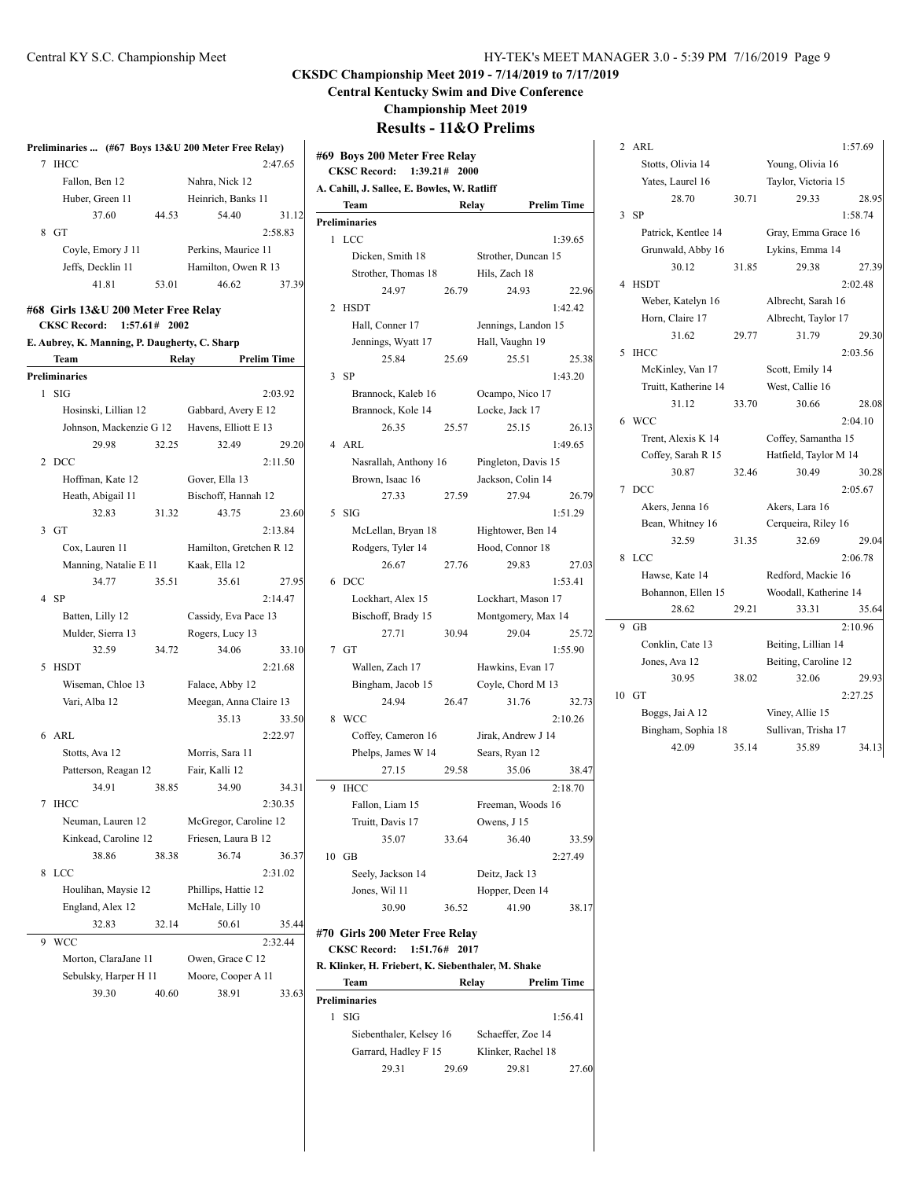## CKSDC Championship Meet 2019 - 7/14/2019 to 7/17/2019

### Central Kentucky Swim and Dive Conference

### Championship Meet 2019

### Results - 11&O Prelims

**Preliminaries ... (#67 Boys 13&U 200 Meter Free Relay)**

| Team | Relay | Prelim Time |
|---|---|---|
| 7 IHCC | | 2:47.65 |
| Fallon, Ben 12 | Nahra, Nick 12 | |
| Huber, Green 11 | Heinrich, Banks 11 | |
| 37.60 44.53 | 54.40 31.12 | |
| 8 GT | | 2:58.83 |
| Coyle, Emory J 11 | Perkins, Maurice 11 | |
| Jeffs, Decklin 11 | Hamilton, Owen R 13 | |
| 41.81 53.01 | 46.62 37.39 | |

### #68 Girls 13&U 200 Meter Free Relay

CKSC Record: 1:57.61# 2002

E. Aubrey, K. Manning, P. Daugherty, C. Sharp

| Team | Relay | Prelim Time |
|---|---|---|
| **Preliminaries** | | |
| 1 SIG | | 2:03.92 |
| Hosinski, Lillian 12 | Gabbard, Avery E 12 | |
| Johnson, Mackenzie G 12 | Havens, Elliott E 13 | |
| 29.98 32.25 | 32.49 29.20 | |
| 2 DCC | | 2:11.50 |
| Hoffman, Kate 12 | Gover, Ella 13 | |
| Heath, Abigail 11 | Bischoff, Hannah 12 | |
| 32.83 31.32 | 43.75 23.60 | |
| 3 GT | | 2:13.84 |
| Cox, Lauren 11 | Hamilton, Gretchen R 12 | |
| Manning, Natalie E 11 | Kaak, Ella 12 | |
| 34.77 35.51 | 35.61 27.95 | |
| 4 SP | | 2:14.47 |
| Batten, Lilly 12 | Cassidy, Eva Pace 13 | |
| Mulder, Sierra 13 | Rogers, Lucy 13 | |
| 32.59 34.72 | 34.06 33.10 | |
| 5 HSDT | | 2:21.68 |
| Wiseman, Chloe 13 | Falace, Abby 12 | |
| Vari, Alba 12 | Meegan, Anna Claire 13 | |
| | 35.13 33.50 | |
| 6 ARL | | 2:22.97 |
| Stotts, Ava 12 | Morris, Sara 11 | |
| Patterson, Reagan 12 | Fair, Kalli 12 | |
| 34.91 38.85 | 34.90 34.31 | |
| 7 IHCC | | 2:30.35 |
| Neuman, Lauren 12 | McGregor, Caroline 12 | |
| Kinkead, Caroline 12 | Friesen, Laura B 12 | |
| 38.86 38.38 | 36.74 36.37 | |
| 8 LCC | | 2:31.02 |
| Houlihan, Maysie 12 | Phillips, Hattie 12 | |
| England, Alex 12 | McHale, Lilly 10 | |
| 32.83 32.14 | 50.61 35.44 | |
| 9 WCC | | 2:32.44 |
| Morton, ClaraJane 11 | Owen, Grace C 12 | |
| Sebulsky, Harper H 11 | Moore, Cooper A 11 | |
| 39.30 40.60 | 38.91 33.63 | |

### #69 Boys 200 Meter Free Relay

CKSC Record: 1:39.21# 2000

A. Cahill, J. Sallee, E. Bowles, W. Ratliff

| Team | Relay | Prelim Time |
|---|---|---|
| **Preliminaries** | | |
| 1 LCC | | 1:39.65 |
| Dicken, Smith 18 | Strother, Duncan 15 | |
| Strother, Thomas 18 | Hils, Zach 18 | |
| 24.97 26.79 | 24.93 22.96 | |
| 2 HSDT | | 1:42.42 |
| Hall, Conner 17 | Jennings, Landon 15 | |
| Jennings, Wyatt 17 | Hall, Vaughn 19 | |
| 25.84 25.69 | 25.51 25.38 | |
| 3 SP | | 1:43.20 |
| Brannock, Kaleb 16 | Ocampo, Nico 17 | |
| Brannock, Kole 14 | Locke, Jack 17 | |
| 26.35 25.57 | 25.15 26.13 | |
| 4 ARL | | 1:49.65 |
| Nasrallah, Anthony 16 | Pingleton, Davis 15 | |
| Brown, Isaac 16 | Jackson, Colin 14 | |
| 27.33 27.59 | 27.94 26.79 | |
| 5 SIG | | 1:51.29 |
| McLellan, Bryan 18 | Hightower, Ben 14 | |
| Rodgers, Tyler 14 | Hood, Connor 18 | |
| 26.67 27.76 | 29.83 27.03 | |
| 6 DCC | | 1:53.41 |
| Lockhart, Alex 15 | Lockhart, Mason 17 | |
| Bischoff, Brady 15 | Montgomery, Max 14 | |
| 27.71 30.94 | 29.04 25.72 | |
| 7 GT | | 1:55.90 |
| Wallen, Zach 17 | Hawkins, Evan 17 | |
| Bingham, Jacob 15 | Coyle, Chord M 13 | |
| 24.94 26.47 | 31.76 32.73 | |
| 8 WCC | | 2:10.26 |
| Coffey, Cameron 16 | Jirak, Andrew J 14 | |
| Phelps, James W 14 | Sears, Ryan 12 | |
| 27.15 29.58 | 35.06 38.47 | |
| 9 IHCC | | 2:18.70 |
| Fallon, Liam 15 | Freeman, Woods 16 | |
| Truitt, Davis 17 | Owens, J 15 | |
| 35.07 33.64 | 36.40 33.59 | |
| 10 GB | | 2:27.49 |
| Seely, Jackson 14 | Deitz, Jack 13 | |
| Jones, Wil 11 | Hopper, Deen 14 | |
| 30.90 36.52 | 41.90 38.17 | |

### #70 Girls 200 Meter Free Relay

CKSC Record: 1:51.76# 2017

R. Klinker, H. Friebert, K. Siebenthaler, M. Shake

| Team | Relay | Prelim Time |
|---|---|---|
| **Preliminaries** | | |
| 1 SIG | | 1:56.41 |
| Siebenthaler, Kelsey 16 | Schaeffer, Zoe 14 | |
| Garrard, Hadley F 15 | Klinker, Rachel 18 | |
| 29.31 29.69 | 29.81 27.60 | |
| 2 ARL | | 1:57.69 |
| Stotts, Olivia 14 | Young, Olivia 16 | |
| Yates, Laurel 16 | Taylor, Victoria 15 | |
| 28.70 30.71 | 29.33 28.95 | |
| 3 SP | | 1:58.74 |
| Patrick, Kentlee 14 | Gray, Emma Grace 16 | |
| Grunwald, Abby 16 | Lykins, Emma 14 | |
| 30.12 31.85 | 29.38 27.39 | |
| 4 HSDT | | 2:02.48 |
| Weber, Katelyn 16 | Albrecht, Sarah 16 | |
| Horn, Claire 17 | Albrecht, Taylor 17 | |
| 31.62 29.77 | 31.79 29.30 | |
| 5 IHCC | | 2:03.56 |
| McKinley, Van 17 | Scott, Emily 14 | |
| Truitt, Katherine 14 | West, Callie 16 | |
| 31.12 33.70 | 30.66 28.08 | |
| 6 WCC | | 2:04.10 |
| Trent, Alexis K 14 | Coffey, Samantha 15 | |
| Coffey, Sarah R 15 | Hatfield, Taylor M 14 | |
| 30.87 32.46 | 30.49 30.28 | |
| 7 DCC | | 2:05.67 |
| Akers, Jenna 16 | Akers, Lara 16 | |
| Bean, Whitney 16 | Cerqueira, Riley 16 | |
| 32.59 31.35 | 32.69 29.04 | |
| 8 LCC | | 2:06.78 |
| Hawse, Kate 14 | Redford, Mackie 16 | |
| Bohannon, Ellen 15 | Woodall, Katherine 14 | |
| 28.62 29.21 | 33.31 35.64 | |
| 9 GB | | 2:10.96 |
| Conklin, Cate 13 | Beiting, Lillian 14 | |
| Jones, Ava 12 | Beiting, Caroline 12 | |
| 30.95 38.02 | 32.06 29.93 | |
| 10 GT | | 2:27.25 |
| Boggs, Jai A 12 | Viney, Allie 15 | |
| Bingham, Sophia 18 | Sullivan, Trisha 17 | |
| 42.09 35.14 | 35.89 34.13 | |